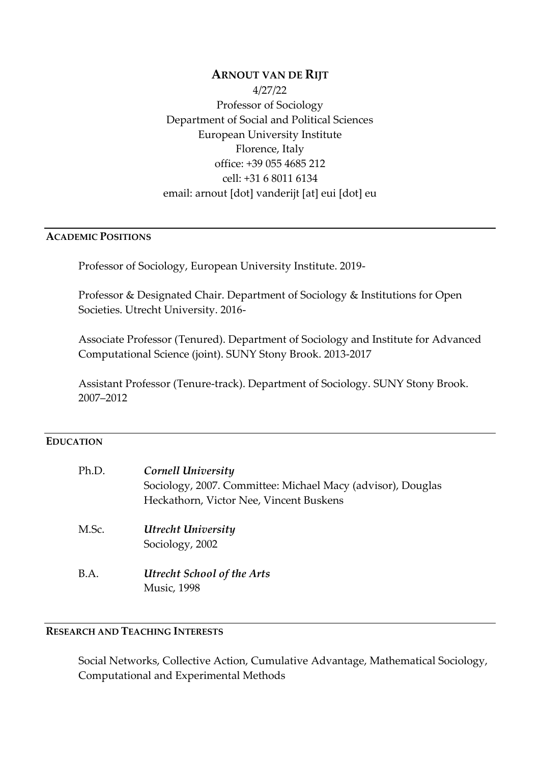# ARNOUT VAN DE RIJT

4/27/22
Professor of Sociology
Department of Social and Political Sciences
European University Institute
Florence, Italy
office: +39 055 4685 212
cell: +31 6 8011 6134
email: arnout [dot] vanderijt [at] eui [dot] eu

## ACADEMIC POSITIONS

Professor of Sociology, European University Institute. 2019-

Professor & Designated Chair. Department of Sociology & Institutions for Open Societies. Utrecht University. 2016-

Associate Professor (Tenured). Department of Sociology and Institute for Advanced Computational Science (joint). SUNY Stony Brook. 2013-2017

Assistant Professor (Tenure-track). Department of Sociology. SUNY Stony Brook. 2007–2012

## EDUCATION

Ph.D. ***Cornell University***
Sociology, 2007. Committee: Michael Macy (advisor), Douglas Heckathorn, Victor Nee, Vincent Buskens

M.Sc. ***Utrecht University***
Sociology, 2002

B.A. ***Utrecht School of the Arts***
Music, 1998

## RESEARCH AND TEACHING INTERESTS

Social Networks, Collective Action, Cumulative Advantage, Mathematical Sociology, Computational and Experimental Methods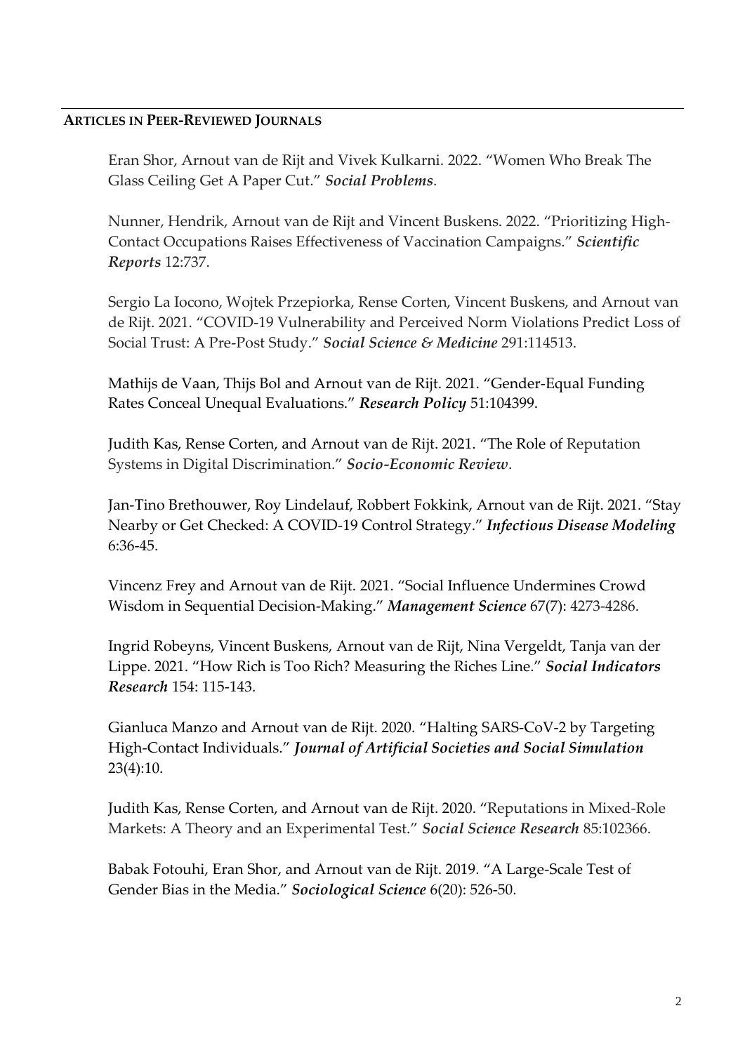## ARTICLES IN PEER-REVIEWED JOURNALS

Eran Shor, Arnout van de Rijt and Vivek Kulkarni. 2022. "Women Who Break The Glass Ceiling Get A Paper Cut." ***Social Problems***.

Nunner, Hendrik, Arnout van de Rijt and Vincent Buskens. 2022. "Prioritizing High-Contact Occupations Raises Effectiveness of Vaccination Campaigns." ***Scientific Reports*** 12:737.

Sergio La Iocono, Wojtek Przepiorka, Rense Corten, Vincent Buskens, and Arnout van de Rijt. 2021. "COVID-19 Vulnerability and Perceived Norm Violations Predict Loss of Social Trust: A Pre-Post Study." ***Social Science & Medicine*** 291:114513.

Mathijs de Vaan, Thijs Bol and Arnout van de Rijt. 2021. "Gender-Equal Funding Rates Conceal Unequal Evaluations." ***Research Policy*** 51:104399.

Judith Kas, Rense Corten, and Arnout van de Rijt. 2021. "The Role of Reputation Systems in Digital Discrimination." ***Socio-Economic Review***.

Jan-Tino Brethouwer, Roy Lindelauf, Robbert Fokkink, Arnout van de Rijt. 2021. "Stay Nearby or Get Checked: A COVID-19 Control Strategy." ***Infectious Disease Modeling*** 6:36-45.

Vincenz Frey and Arnout van de Rijt. 2021. "Social Influence Undermines Crowd Wisdom in Sequential Decision-Making." ***Management Science*** 67(7): 4273-4286.

Ingrid Robeyns, Vincent Buskens, Arnout van de Rijt, Nina Vergeldt, Tanja van der Lippe. 2021. "How Rich is Too Rich? Measuring the Riches Line." ***Social Indicators Research*** 154: 115-143.

Gianluca Manzo and Arnout van de Rijt. 2020. "Halting SARS-CoV-2 by Targeting High-Contact Individuals." ***Journal of Artificial Societies and Social Simulation*** 23(4):10.

Judith Kas, Rense Corten, and Arnout van de Rijt. 2020. "Reputations in Mixed-Role Markets: A Theory and an Experimental Test." ***Social Science Research*** 85:102366.

Babak Fotouhi, Eran Shor, and Arnout van de Rijt. 2019. "A Large-Scale Test of Gender Bias in the Media." ***Sociological Science*** 6(20): 526-50.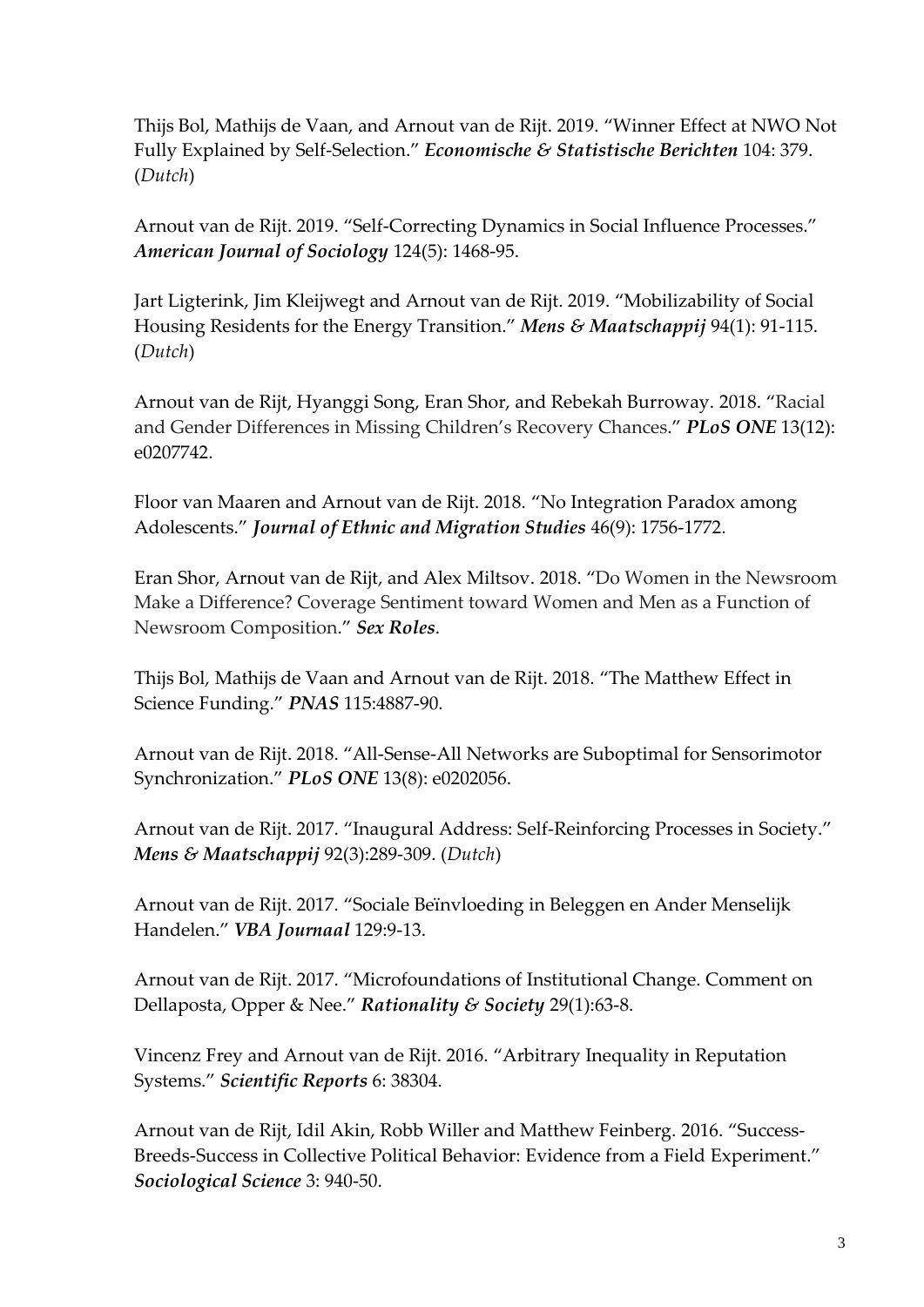Thijs Bol, Mathijs de Vaan, and Arnout van de Rijt. 2019. “Winner Effect at NWO Not Fully Explained by Self-Selection.” ***Economische & Statistische Berichten*** 104: 379. (*Dutch*)

Arnout van de Rijt. 2019. “Self-Correcting Dynamics in Social Influence Processes.” ***American Journal of Sociology*** 124(5): 1468-95.

Jart Ligterink, Jim Kleijwegt and Arnout van de Rijt. 2019. “Mobilizability of Social Housing Residents for the Energy Transition.” ***Mens & Maatschappij*** 94(1): 91-115. (*Dutch*)

Arnout van de Rijt, Hyanggi Song, Eran Shor, and Rebekah Burroway. 2018. “Racial and Gender Differences in Missing Children’s Recovery Chances.” ***PLoS ONE*** 13(12): e0207742.

Floor van Maaren and Arnout van de Rijt. 2018. “No Integration Paradox among Adolescents.” ***Journal of Ethnic and Migration Studies*** 46(9): 1756-1772.

Eran Shor, Arnout van de Rijt, and Alex Miltsov. 2018. “Do Women in the Newsroom Make a Difference? Coverage Sentiment toward Women and Men as a Function of Newsroom Composition.” ***Sex Roles***.

Thijs Bol, Mathijs de Vaan and Arnout van de Rijt. 2018. “The Matthew Effect in Science Funding.” ***PNAS*** 115:4887-90.

Arnout van de Rijt. 2018. “All-Sense-All Networks are Suboptimal for Sensorimotor Synchronization.” ***PLoS ONE*** 13(8): e0202056.

Arnout van de Rijt. 2017. “Inaugural Address: Self-Reinforcing Processes in Society.” ***Mens & Maatschappij*** 92(3):289-309. (*Dutch*)

Arnout van de Rijt. 2017. “Sociale Beïnvloeding in Beleggen en Ander Menselijk Handelen.” ***VBA Journaal*** 129:9-13.

Arnout van de Rijt. 2017. “Microfoundations of Institutional Change. Comment on Dellaposta, Opper & Nee.” ***Rationality & Society*** 29(1):63-8.

Vincenz Frey and Arnout van de Rijt. 2016. “Arbitrary Inequality in Reputation Systems.” ***Scientific Reports*** 6: 38304.

Arnout van de Rijt, Idil Akin, Robb Willer and Matthew Feinberg. 2016. “Success-Breeds-Success in Collective Political Behavior: Evidence from a Field Experiment.” ***Sociological Science*** 3: 940-50.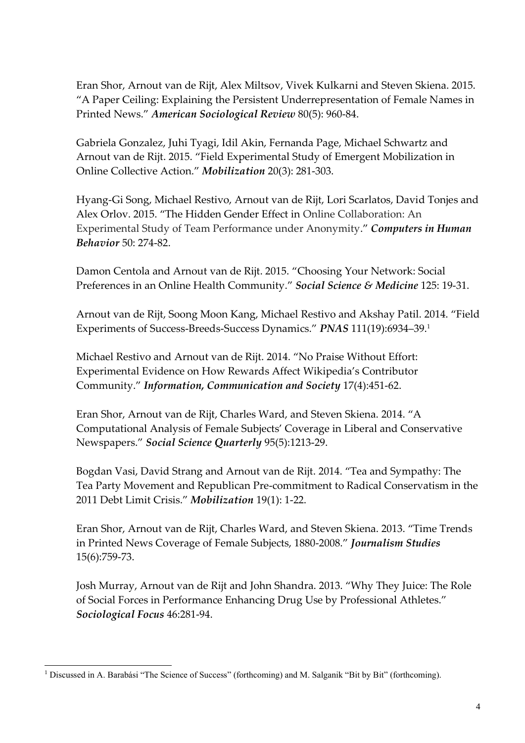Eran Shor, Arnout van de Rijt, Alex Miltsov, Vivek Kulkarni and Steven Skiena. 2015. "A Paper Ceiling: Explaining the Persistent Underrepresentation of Female Names in Printed News." ***American Sociological Review*** 80(5): 960-84.

Gabriela Gonzalez, Juhi Tyagi, Idil Akin, Fernanda Page, Michael Schwartz and Arnout van de Rijt. 2015. "Field Experimental Study of Emergent Mobilization in Online Collective Action." ***Mobilization*** 20(3): 281-303.

Hyang-Gi Song, Michael Restivo, Arnout van de Rijt, Lori Scarlatos, David Tonjes and Alex Orlov. 2015. "The Hidden Gender Effect in Online Collaboration: An Experimental Study of Team Performance under Anonymity." ***Computers in Human Behavior*** 50: 274-82.

Damon Centola and Arnout van de Rijt. 2015. "Choosing Your Network: Social Preferences in an Online Health Community." ***Social Science & Medicine*** 125: 19-31.

Arnout van de Rijt, Soong Moon Kang, Michael Restivo and Akshay Patil. 2014. "Field Experiments of Success-Breeds-Success Dynamics." ***PNAS*** 111(19):6934–39.[1]

Michael Restivo and Arnout van de Rijt. 2014. "No Praise Without Effort: Experimental Evidence on How Rewards Affect Wikipedia's Contributor Community." ***Information, Communication and Society*** 17(4):451-62.

Eran Shor, Arnout van de Rijt, Charles Ward, and Steven Skiena. 2014. "A Computational Analysis of Female Subjects' Coverage in Liberal and Conservative Newspapers." ***Social Science Quarterly*** 95(5):1213-29.

Bogdan Vasi, David Strang and Arnout van de Rijt. 2014. "Tea and Sympathy: The Tea Party Movement and Republican Pre-commitment to Radical Conservatism in the 2011 Debt Limit Crisis." ***Mobilization*** 19(1): 1-22.

Eran Shor, Arnout van de Rijt, Charles Ward, and Steven Skiena. 2013. "Time Trends in Printed News Coverage of Female Subjects, 1880-2008." ***Journalism Studies*** 15(6):759-73.

Josh Murray, Arnout van de Rijt and John Shandra. 2013. "Why They Juice: The Role of Social Forces in Performance Enhancing Drug Use by Professional Athletes." ***Sociological Focus*** 46:281-94.

---

[1] Discussed in A. Barabási "The Science of Success" (forthcoming) and M. Salganik "Bit by Bit" (forthcoming).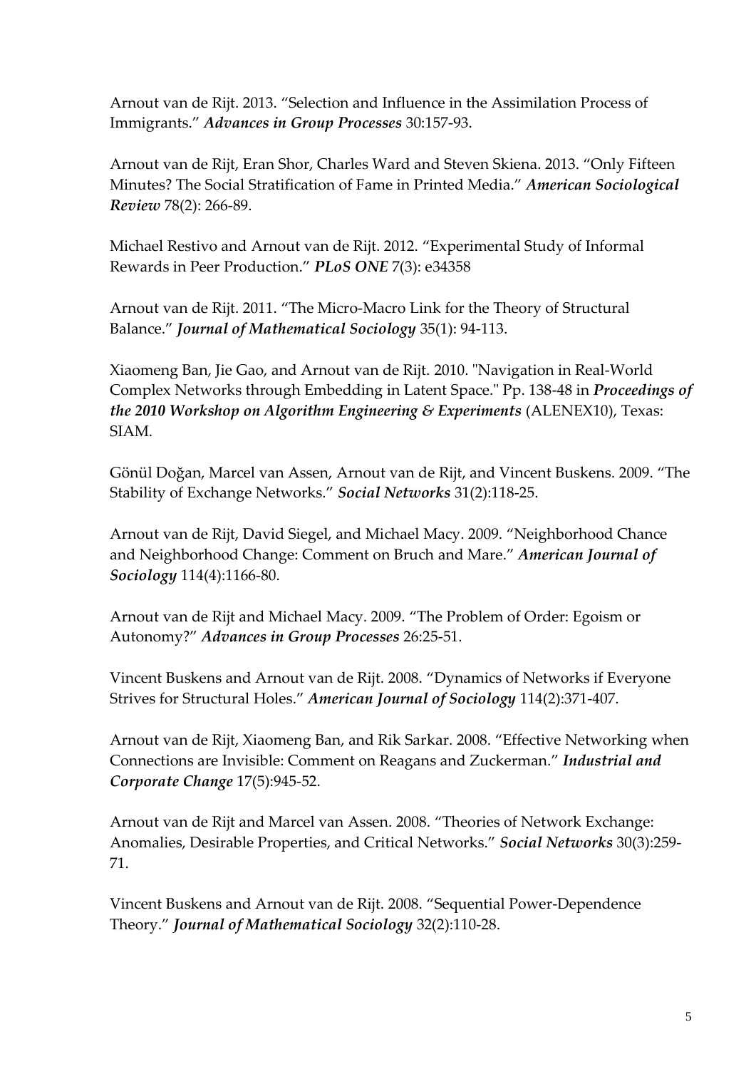Arnout van de Rijt. 2013. “Selection and Influence in the Assimilation Process of Immigrants.” ***Advances in Group Processes*** 30:157-93.

Arnout van de Rijt, Eran Shor, Charles Ward and Steven Skiena. 2013. “Only Fifteen Minutes? The Social Stratification of Fame in Printed Media.” ***American Sociological Review*** 78(2): 266-89.

Michael Restivo and Arnout van de Rijt. 2012. “Experimental Study of Informal Rewards in Peer Production.” ***PLoS ONE*** 7(3): e34358

Arnout van de Rijt. 2011. “The Micro-Macro Link for the Theory of Structural Balance.” ***Journal of Mathematical Sociology*** 35(1): 94-113.

Xiaomeng Ban, Jie Gao, and Arnout van de Rijt. 2010. "Navigation in Real-World Complex Networks through Embedding in Latent Space." Pp. 138-48 in ***Proceedings of the 2010 Workshop on Algorithm Engineering & Experiments*** (ALENEX10), Texas: SIAM.

Gönül Doğan, Marcel van Assen, Arnout van de Rijt, and Vincent Buskens. 2009. “The Stability of Exchange Networks.” ***Social Networks*** 31(2):118-25.

Arnout van de Rijt, David Siegel, and Michael Macy. 2009. “Neighborhood Chance and Neighborhood Change: Comment on Bruch and Mare.” ***American Journal of Sociology*** 114(4):1166-80.

Arnout van de Rijt and Michael Macy. 2009. “The Problem of Order: Egoism or Autonomy?” ***Advances in Group Processes*** 26:25-51.

Vincent Buskens and Arnout van de Rijt. 2008. “Dynamics of Networks if Everyone Strives for Structural Holes.” ***American Journal of Sociology*** 114(2):371-407.

Arnout van de Rijt, Xiaomeng Ban, and Rik Sarkar. 2008. “Effective Networking when Connections are Invisible: Comment on Reagans and Zuckerman.” ***Industrial and Corporate Change*** 17(5):945-52.

Arnout van de Rijt and Marcel van Assen. 2008. “Theories of Network Exchange: Anomalies, Desirable Properties, and Critical Networks.” ***Social Networks*** 30(3):259-71.

Vincent Buskens and Arnout van de Rijt. 2008. “Sequential Power-Dependence Theory.” ***Journal of Mathematical Sociology*** 32(2):110-28.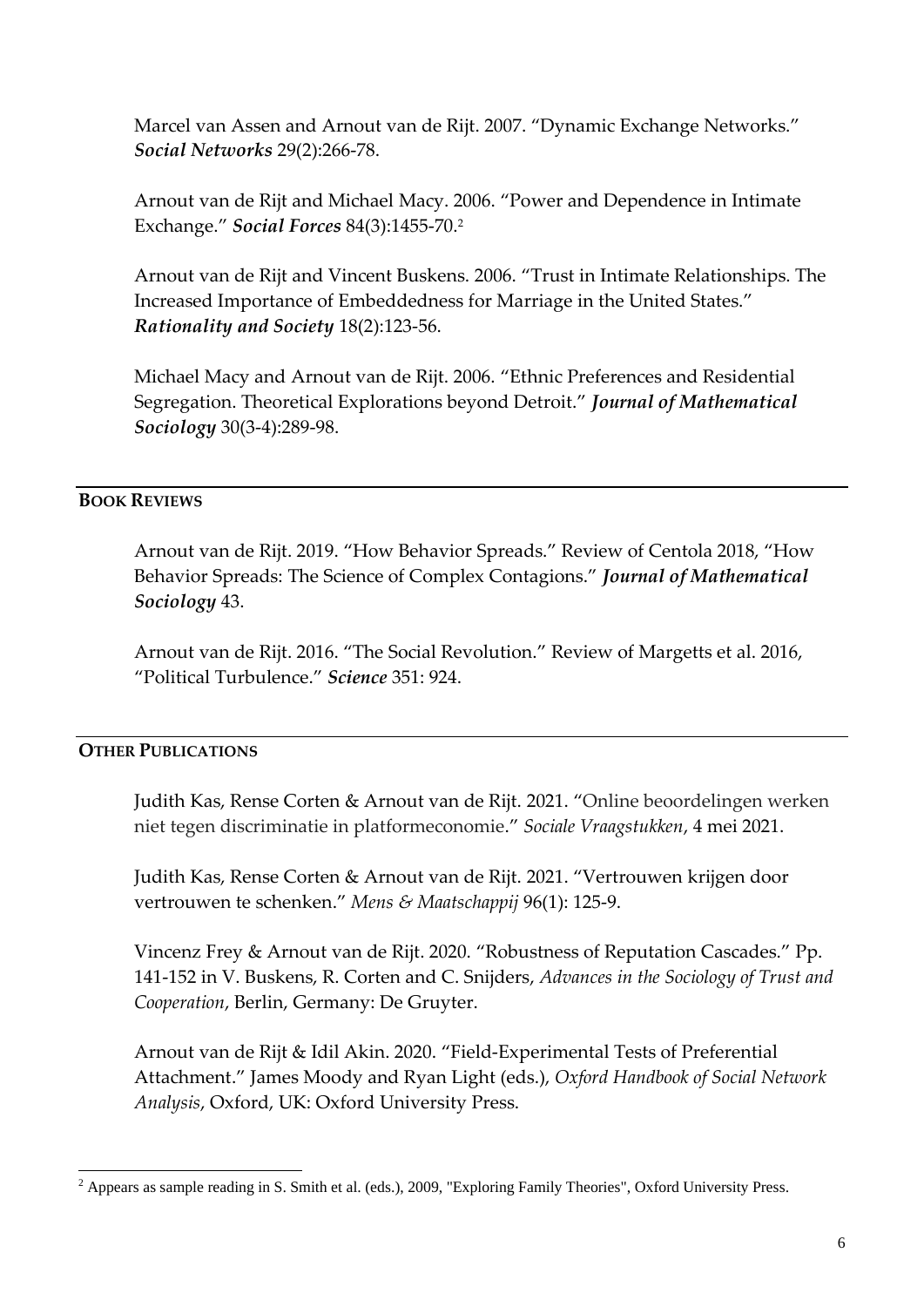Marcel van Assen and Arnout van de Rijt. 2007. "Dynamic Exchange Networks." ***Social Networks*** 29(2):266-78.

Arnout van de Rijt and Michael Macy. 2006. "Power and Dependence in Intimate Exchange." ***Social Forces*** 84(3):1455-70.[2]

Arnout van de Rijt and Vincent Buskens. 2006. "Trust in Intimate Relationships. The Increased Importance of Embeddedness for Marriage in the United States." ***Rationality and Society*** 18(2):123-56.

Michael Macy and Arnout van de Rijt. 2006. "Ethnic Preferences and Residential Segregation. Theoretical Explorations beyond Detroit." ***Journal of Mathematical Sociology*** 30(3-4):289-98.

## BOOK REVIEWS

Arnout van de Rijt. 2019. "How Behavior Spreads." Review of Centola 2018, "How Behavior Spreads: The Science of Complex Contagions." ***Journal of Mathematical Sociology*** 43.

Arnout van de Rijt. 2016. "The Social Revolution." Review of Margetts et al. 2016, "Political Turbulence." ***Science*** 351: 924.

## OTHER PUBLICATIONS

Judith Kas, Rense Corten & Arnout van de Rijt. 2021. "Online beoordelingen werken niet tegen discriminatie in platformeconomie." *Sociale Vraagstukken*, 4 mei 2021.

Judith Kas, Rense Corten & Arnout van de Rijt. 2021. "Vertrouwen krijgen door vertrouwen te schenken." *Mens & Maatschappij* 96(1): 125-9.

Vincenz Frey & Arnout van de Rijt. 2020. "Robustness of Reputation Cascades." Pp. 141-152 in V. Buskens, R. Corten and C. Snijders, *Advances in the Sociology of Trust and Cooperation*, Berlin, Germany: De Gruyter.

Arnout van de Rijt & Idil Akin. 2020. "Field-Experimental Tests of Preferential Attachment." James Moody and Ryan Light (eds.), *Oxford Handbook of Social Network Analysis*, Oxford, UK: Oxford University Press.

---

[2] Appears as sample reading in S. Smith et al. (eds.), 2009, "Exploring Family Theories", Oxford University Press.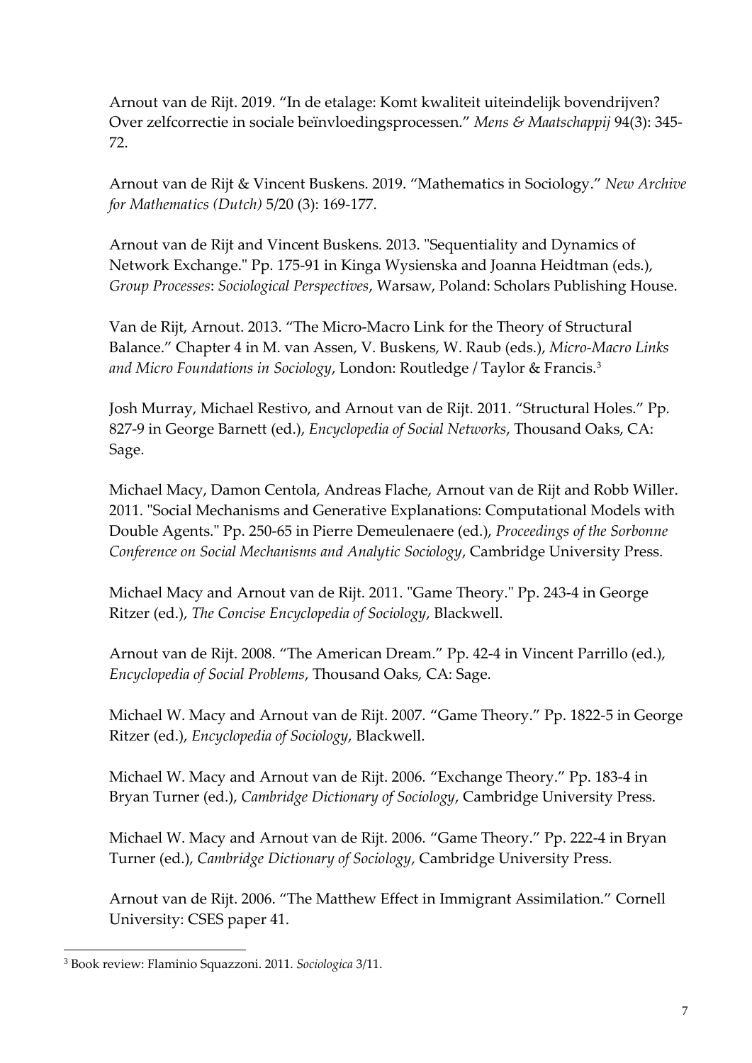Arnout van de Rijt. 2019. “In de etalage: Komt kwaliteit uiteindelijk bovendrijven? Over zelfcorrectie in sociale beïnvloedingsprocessen.” *Mens & Maatschappij* 94(3): 345-72.

Arnout van de Rijt & Vincent Buskens. 2019. “Mathematics in Sociology.” *New Archive for Mathematics (Dutch)* 5/20 (3): 169-177.

Arnout van de Rijt and Vincent Buskens. 2013. "Sequentiality and Dynamics of Network Exchange." Pp. 175-91 in Kinga Wysienska and Joanna Heidtman (eds.), *Group Processes*: *Sociological Perspectives*, Warsaw, Poland: Scholars Publishing House.

Van de Rijt, Arnout. 2013. “The Micro-Macro Link for the Theory of Structural Balance.” Chapter 4 in M. van Assen, V. Buskens, W. Raub (eds.), *Micro-Macro Links and Micro Foundations in Sociology*, London: Routledge / Taylor & Francis.[3]

Josh Murray, Michael Restivo, and Arnout van de Rijt. 2011. “Structural Holes.” Pp. 827-9 in George Barnett (ed.), *Encyclopedia of Social Networks*, Thousand Oaks, CA: Sage.

Michael Macy, Damon Centola, Andreas Flache, Arnout van de Rijt and Robb Willer. 2011. "Social Mechanisms and Generative Explanations: Computational Models with Double Agents." Pp. 250-65 in Pierre Demeulenaere (ed.), *Proceedings of the Sorbonne Conference on Social Mechanisms and Analytic Sociology*, Cambridge University Press.

Michael Macy and Arnout van de Rijt. 2011. "Game Theory." Pp. 243-4 in George Ritzer (ed.), *The Concise Encyclopedia of Sociology*, Blackwell.

Arnout van de Rijt. 2008. “The American Dream.” Pp. 42-4 in Vincent Parrillo (ed.), *Encyclopedia of Social Problems*, Thousand Oaks, CA: Sage.

Michael W. Macy and Arnout van de Rijt. 2007. “Game Theory.” Pp. 1822-5 in George Ritzer (ed.), *Encyclopedia of Sociology*, Blackwell.

Michael W. Macy and Arnout van de Rijt. 2006. “Exchange Theory.” Pp. 183-4 in Bryan Turner (ed.), *Cambridge Dictionary of Sociology*, Cambridge University Press.

Michael W. Macy and Arnout van de Rijt. 2006. “Game Theory.” Pp. 222-4 in Bryan Turner (ed.), *Cambridge Dictionary of Sociology*, Cambridge University Press.

Arnout van de Rijt. 2006. “The Matthew Effect in Immigrant Assimilation.” Cornell University: CSES paper 41.

---

[3] Book review: Flaminio Squazzoni. 2011. *Sociologica* 3/11.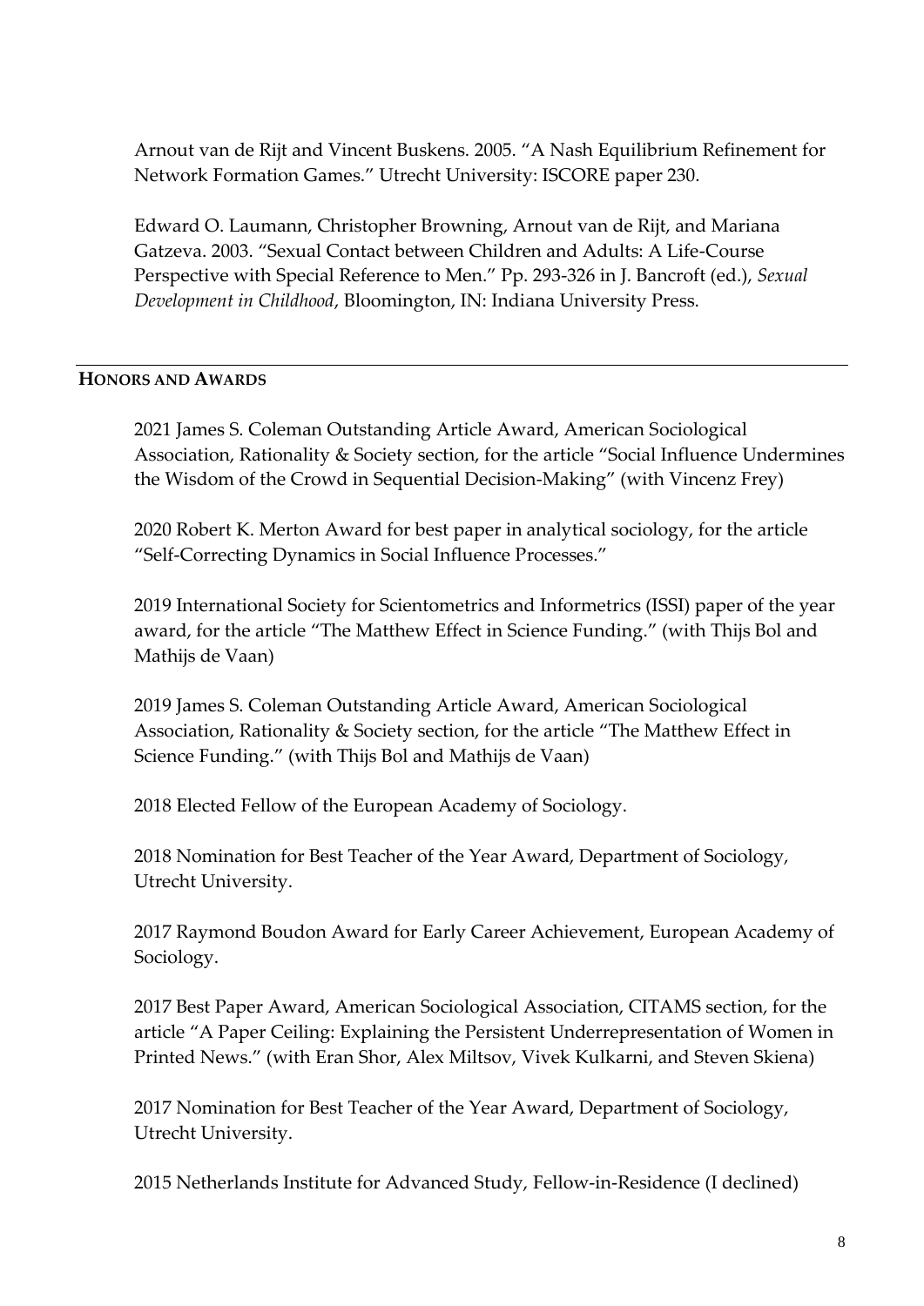Arnout van de Rijt and Vincent Buskens. 2005. "A Nash Equilibrium Refinement for Network Formation Games." Utrecht University: ISCORE paper 230.

Edward O. Laumann, Christopher Browning, Arnout van de Rijt, and Mariana Gatzeva. 2003. "Sexual Contact between Children and Adults: A Life-Course Perspective with Special Reference to Men." Pp. 293-326 in J. Bancroft (ed.), *Sexual Development in Childhood*, Bloomington, IN: Indiana University Press.

---

## HONORS AND AWARDS

2021 James S. Coleman Outstanding Article Award, American Sociological Association, Rationality & Society section, for the article "Social Influence Undermines the Wisdom of the Crowd in Sequential Decision-Making" (with Vincenz Frey)

2020 Robert K. Merton Award for best paper in analytical sociology, for the article "Self-Correcting Dynamics in Social Influence Processes."

2019 International Society for Scientometrics and Informetrics (ISSI) paper of the year award, for the article "The Matthew Effect in Science Funding." (with Thijs Bol and Mathijs de Vaan)

2019 James S. Coleman Outstanding Article Award, American Sociological Association, Rationality & Society section, for the article "The Matthew Effect in Science Funding." (with Thijs Bol and Mathijs de Vaan)

2018 Elected Fellow of the European Academy of Sociology.

2018 Nomination for Best Teacher of the Year Award, Department of Sociology, Utrecht University.

2017 Raymond Boudon Award for Early Career Achievement, European Academy of Sociology.

2017 Best Paper Award, American Sociological Association, CITAMS section, for the article "A Paper Ceiling: Explaining the Persistent Underrepresentation of Women in Printed News." (with Eran Shor, Alex Miltsov, Vivek Kulkarni, and Steven Skiena)

2017 Nomination for Best Teacher of the Year Award, Department of Sociology, Utrecht University.

2015 Netherlands Institute for Advanced Study, Fellow-in-Residence (I declined)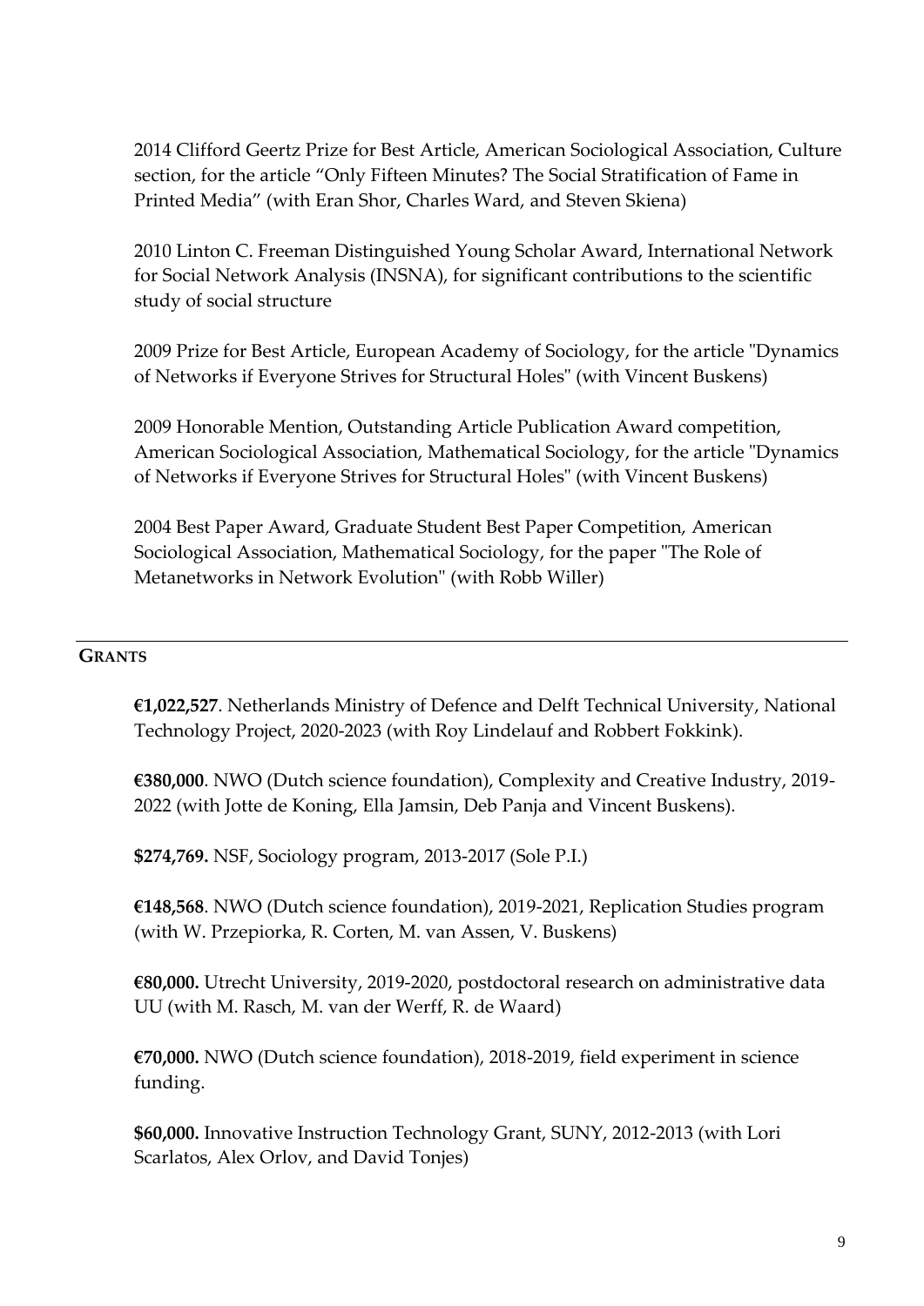2014 Clifford Geertz Prize for Best Article, American Sociological Association, Culture section, for the article “Only Fifteen Minutes? The Social Stratification of Fame in Printed Media” (with Eran Shor, Charles Ward, and Steven Skiena)

2010 Linton C. Freeman Distinguished Young Scholar Award, International Network for Social Network Analysis (INSNA), for significant contributions to the scientific study of social structure

2009 Prize for Best Article, European Academy of Sociology, for the article "Dynamics of Networks if Everyone Strives for Structural Holes" (with Vincent Buskens)

2009 Honorable Mention, Outstanding Article Publication Award competition, American Sociological Association, Mathematical Sociology, for the article "Dynamics of Networks if Everyone Strives for Structural Holes" (with Vincent Buskens)

2004 Best Paper Award, Graduate Student Best Paper Competition, American Sociological Association, Mathematical Sociology, for the paper "The Role of Metanetworks in Network Evolution" (with Robb Willer)

## GRANTS

**€1,022,527**. Netherlands Ministry of Defence and Delft Technical University, National Technology Project, 2020-2023 (with Roy Lindelauf and Robbert Fokkink).

**€380,000**. NWO (Dutch science foundation), Complexity and Creative Industry, 2019-2022 (with Jotte de Koning, Ella Jamsin, Deb Panja and Vincent Buskens).

**$274,769.** NSF, Sociology program, 2013-2017 (Sole P.I.)

**€148,568**. NWO (Dutch science foundation), 2019-2021, Replication Studies program (with W. Przepiorka, R. Corten, M. van Assen, V. Buskens)

**€80,000.** Utrecht University, 2019-2020, postdoctoral research on administrative data UU (with M. Rasch, M. van der Werff, R. de Waard)

**€70,000.** NWO (Dutch science foundation), 2018-2019, field experiment in science funding.

**$60,000.** Innovative Instruction Technology Grant, SUNY, 2012-2013 (with Lori Scarlatos, Alex Orlov, and David Tonjes)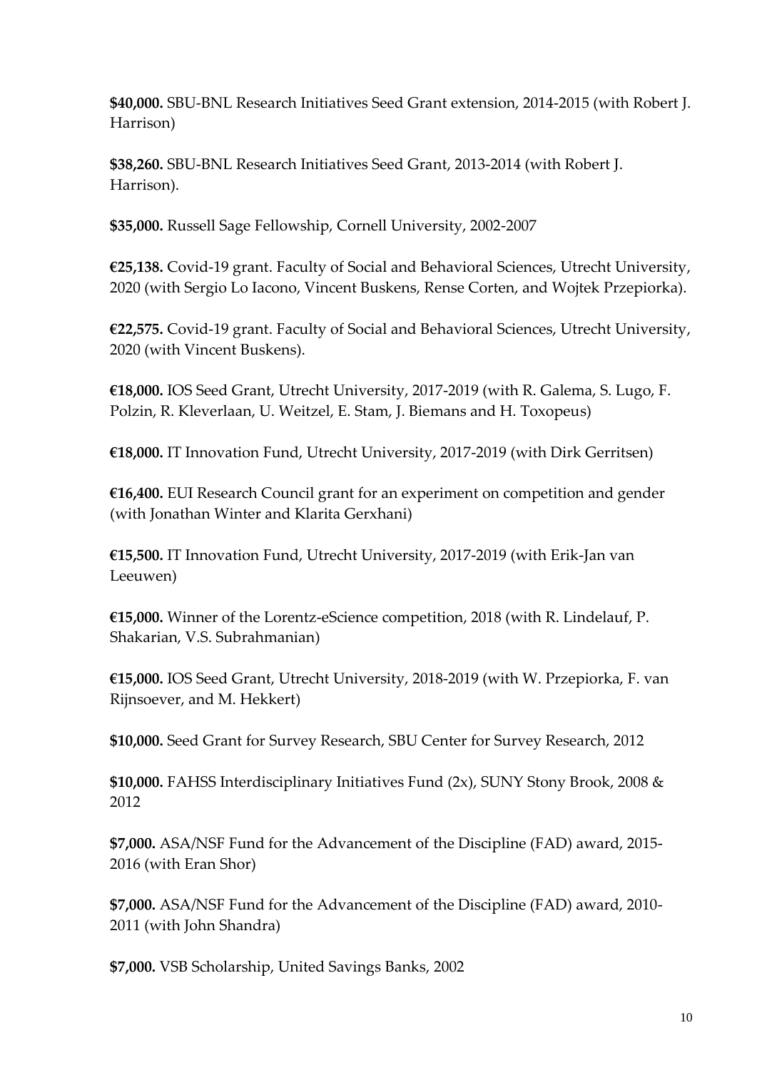**$40,000.** SBU-BNL Research Initiatives Seed Grant extension, 2014-2015 (with Robert J. Harrison)

**$38,260.** SBU-BNL Research Initiatives Seed Grant, 2013-2014 (with Robert J. Harrison).

**$35,000.** Russell Sage Fellowship, Cornell University, 2002-2007

**€25,138.** Covid-19 grant. Faculty of Social and Behavioral Sciences, Utrecht University, 2020 (with Sergio Lo Iacono, Vincent Buskens, Rense Corten, and Wojtek Przepiorka).

**€22,575.** Covid-19 grant. Faculty of Social and Behavioral Sciences, Utrecht University, 2020 (with Vincent Buskens).

**€18,000.** IOS Seed Grant, Utrecht University, 2017-2019 (with R. Galema, S. Lugo, F. Polzin, R. Kleverlaan, U. Weitzel, E. Stam, J. Biemans and H. Toxopeus)

**€18,000.** IT Innovation Fund, Utrecht University, 2017-2019 (with Dirk Gerritsen)

**€16,400.** EUI Research Council grant for an experiment on competition and gender (with Jonathan Winter and Klarita Gerxhani)

**€15,500.** IT Innovation Fund, Utrecht University, 2017-2019 (with Erik-Jan van Leeuwen)

**€15,000.** Winner of the Lorentz-eScience competition, 2018 (with R. Lindelauf, P. Shakarian, V.S. Subrahmanian)

**€15,000.** IOS Seed Grant, Utrecht University, 2018-2019 (with W. Przepiorka, F. van Rijnsoever, and M. Hekkert)

**$10,000.** Seed Grant for Survey Research, SBU Center for Survey Research, 2012

**$10,000.** FAHSS Interdisciplinary Initiatives Fund (2x), SUNY Stony Brook, 2008 & 2012

**$7,000.** ASA/NSF Fund for the Advancement of the Discipline (FAD) award, 2015-2016 (with Eran Shor)

**$7,000.** ASA/NSF Fund for the Advancement of the Discipline (FAD) award, 2010-2011 (with John Shandra)

**$7,000.** VSB Scholarship, United Savings Banks, 2002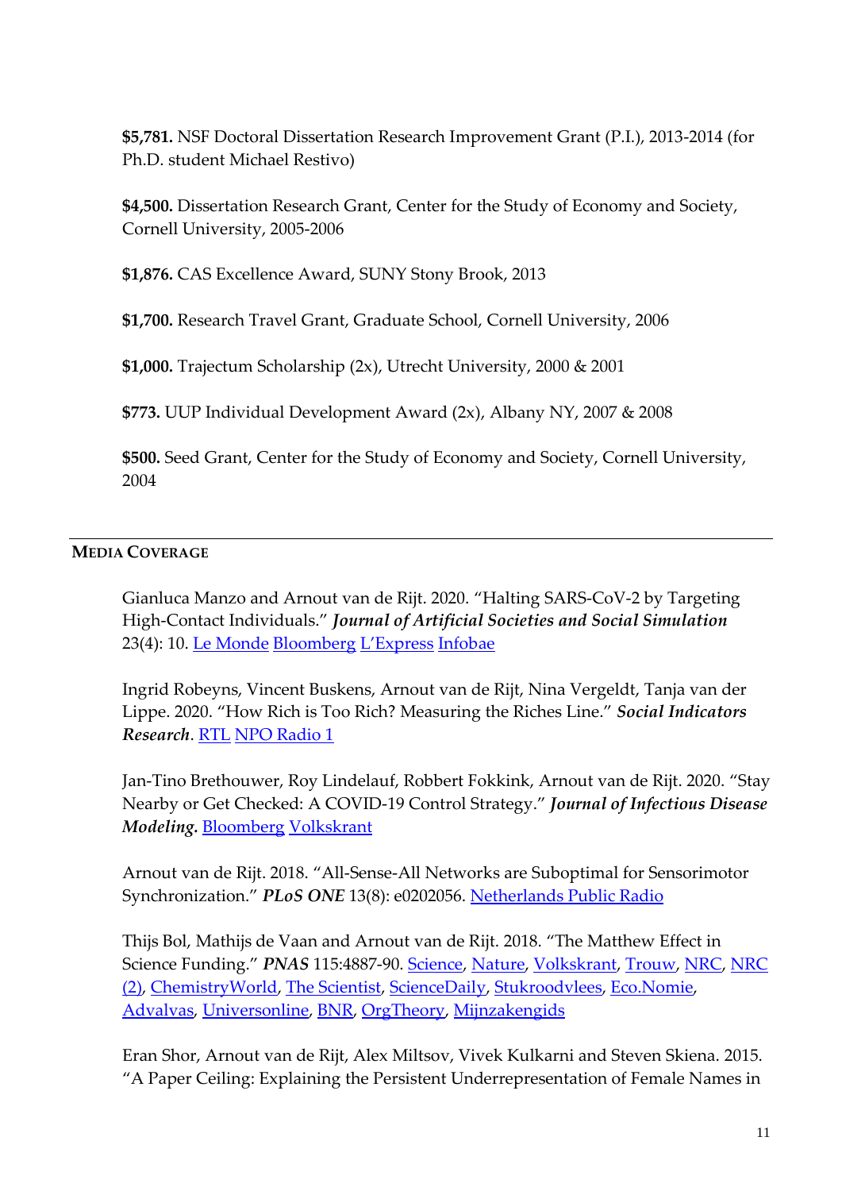**$5,781.** NSF Doctoral Dissertation Research Improvement Grant (P.I.), 2013-2014 (for Ph.D. student Michael Restivo)

**$4,500.** Dissertation Research Grant, Center for the Study of Economy and Society, Cornell University, 2005-2006

**$1,876.** CAS Excellence Award, SUNY Stony Brook, 2013

**$1,700.** Research Travel Grant, Graduate School, Cornell University, 2006

**$1,000.** Trajectum Scholarship (2x), Utrecht University, 2000 & 2001

**$773.** UUP Individual Development Award (2x), Albany NY, 2007 & 2008

**$500.** Seed Grant, Center for the Study of Economy and Society, Cornell University, 2004

## MEDIA COVERAGE

Gianluca Manzo and Arnout van de Rijt. 2020. "Halting SARS-CoV-2 by Targeting High-Contact Individuals." ***Journal of Artificial Societies and Social Simulation*** 23(4): 10. Le Monde Bloomberg L'Express Infobae

Ingrid Robeyns, Vincent Buskens, Arnout van de Rijt, Nina Vergeldt, Tanja van der Lippe. 2020. "How Rich is Too Rich? Measuring the Riches Line." ***Social Indicators Research***. RTL NPO Radio 1

Jan-Tino Brethouwer, Roy Lindelauf, Robbert Fokkink, Arnout van de Rijt. 2020. "Stay Nearby or Get Checked: A COVID-19 Control Strategy." ***Journal of Infectious Disease Modeling.*** Bloomberg Volkskrant

Arnout van de Rijt. 2018. "All-Sense-All Networks are Suboptimal for Sensorimotor Synchronization." ***PLoS ONE*** 13(8): e0202056. Netherlands Public Radio

Thijs Bol, Mathijs de Vaan and Arnout van de Rijt. 2018. "The Matthew Effect in Science Funding." ***PNAS*** 115:4887-90. Science, Nature, Volkskrant, Trouw, NRC, NRC (2), ChemistryWorld, The Scientist, ScienceDaily, Stukroodvlees, Eco.Nomie, Advalvas, Universonline, BNR, OrgTheory, Mijnzakengids

Eran Shor, Arnout van de Rijt, Alex Miltsov, Vivek Kulkarni and Steven Skiena. 2015. "A Paper Ceiling: Explaining the Persistent Underrepresentation of Female Names in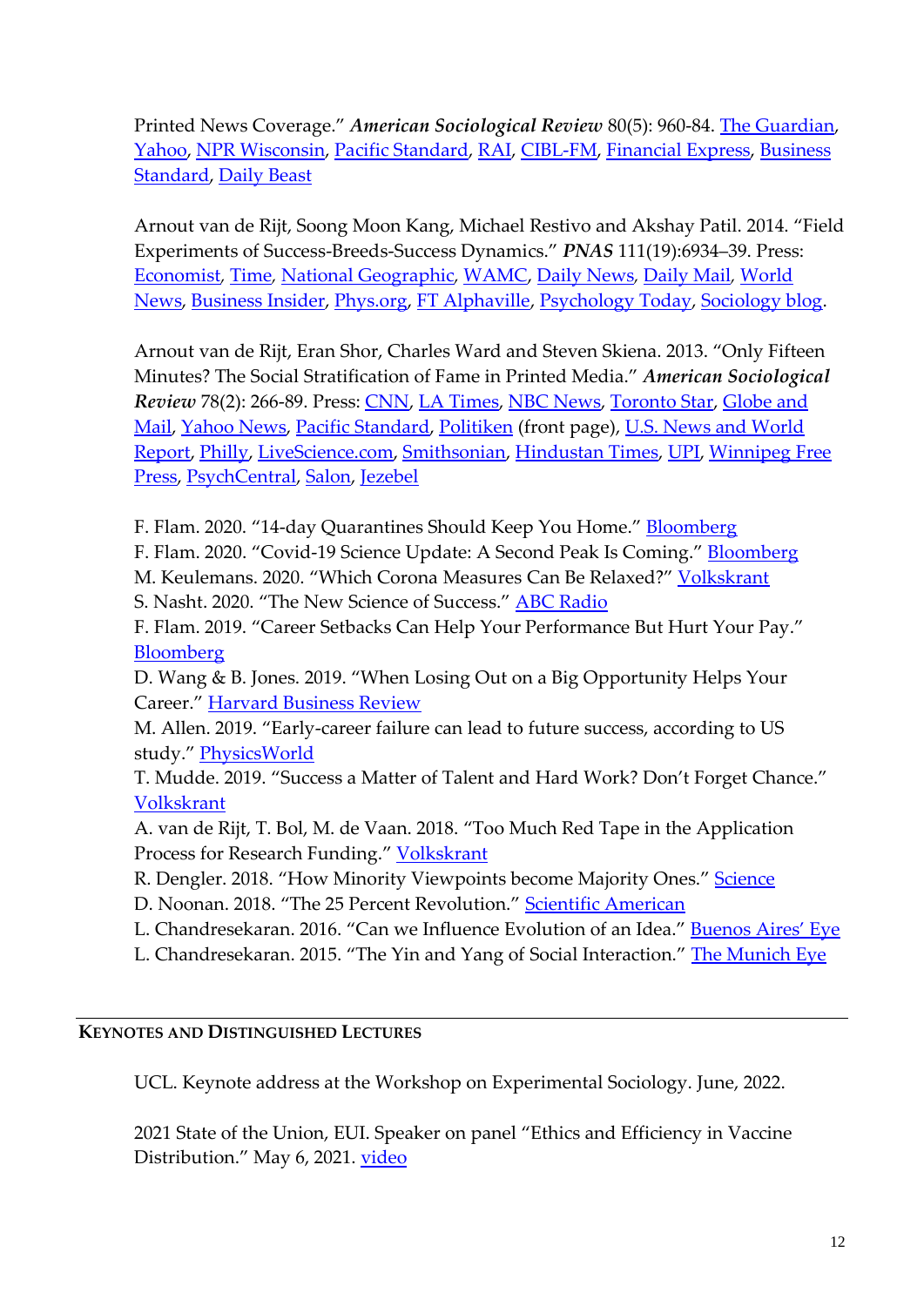Printed News Coverage." ***American Sociological Review*** 80(5): 960-84. The Guardian, Yahoo, NPR Wisconsin, Pacific Standard, RAI, CIBL-FM, Financial Express, Business Standard, Daily Beast

Arnout van de Rijt, Soong Moon Kang, Michael Restivo and Akshay Patil. 2014. "Field Experiments of Success-Breeds-Success Dynamics." ***PNAS*** 111(19):6934–39. Press: Economist, Time, National Geographic, WAMC, Daily News, Daily Mail, World News, Business Insider, Phys.org, FT Alphaville, Psychology Today, Sociology blog.

Arnout van de Rijt, Eran Shor, Charles Ward and Steven Skiena. 2013. "Only Fifteen Minutes? The Social Stratification of Fame in Printed Media." ***American Sociological Review*** 78(2): 266-89. Press: CNN, LA Times, NBC News, Toronto Star, Globe and Mail, Yahoo News, Pacific Standard, Politiken (front page), U.S. News and World Report, Philly, LiveScience.com, Smithsonian, Hindustan Times, UPI, Winnipeg Free Press, PsychCentral, Salon, Jezebel

F. Flam. 2020. "14-day Quarantines Should Keep You Home." Bloomberg
F. Flam. 2020. "Covid-19 Science Update: A Second Peak Is Coming." Bloomberg
M. Keulemans. 2020. "Which Corona Measures Can Be Relaxed?" Volkskrant
S. Nasht. 2020. "The New Science of Success." ABC Radio
F. Flam. 2019. "Career Setbacks Can Help Your Performance But Hurt Your Pay." Bloomberg
D. Wang & B. Jones. 2019. "When Losing Out on a Big Opportunity Helps Your Career." Harvard Business Review
M. Allen. 2019. "Early-career failure can lead to future success, according to US study." PhysicsWorld
T. Mudde. 2019. "Success a Matter of Talent and Hard Work? Don't Forget Chance." Volkskrant
A. van de Rijt, T. Bol, M. de Vaan. 2018. "Too Much Red Tape in the Application Process for Research Funding." Volkskrant
R. Dengler. 2018. "How Minority Viewpoints become Majority Ones." Science
D. Noonan. 2018. "The 25 Percent Revolution." Scientific American
L. Chandresekaran. 2016. "Can we Influence Evolution of an Idea." Buenos Aires' Eye
L. Chandresekaran. 2015. "The Yin and Yang of Social Interaction." The Munich Eye

## Keynotes and Distinguished Lectures

UCL. Keynote address at the Workshop on Experimental Sociology. June, 2022.

2021 State of the Union, EUI. Speaker on panel "Ethics and Efficiency in Vaccine Distribution." May 6, 2021. video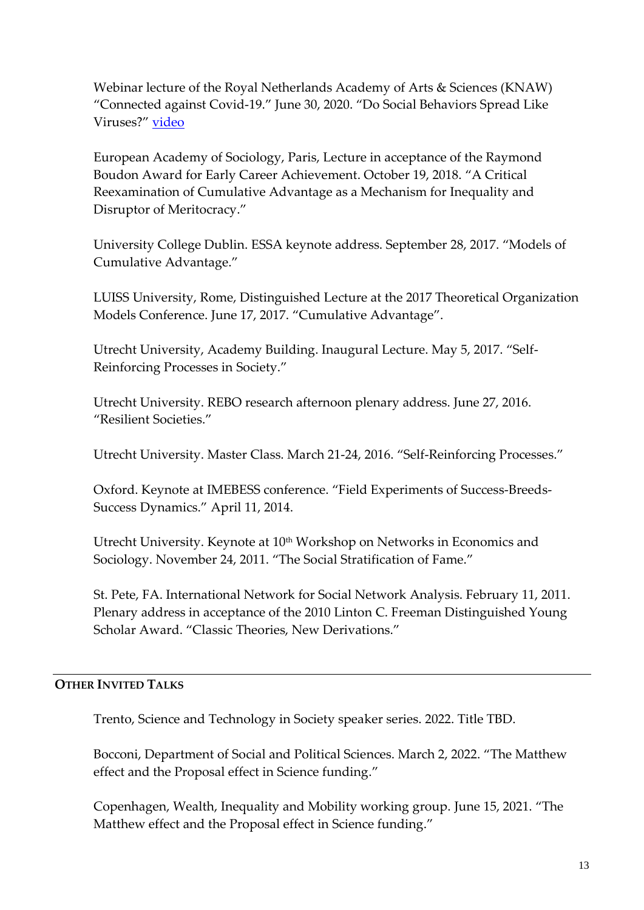Webinar lecture of the Royal Netherlands Academy of Arts & Sciences (KNAW) "Connected against Covid-19." June 30, 2020. "Do Social Behaviors Spread Like Viruses?" [video]

European Academy of Sociology, Paris, Lecture in acceptance of the Raymond Boudon Award for Early Career Achievement. October 19, 2018. "A Critical Reexamination of Cumulative Advantage as a Mechanism for Inequality and Disruptor of Meritocracy."

University College Dublin. ESSA keynote address. September 28, 2017. "Models of Cumulative Advantage."

LUISS University, Rome, Distinguished Lecture at the 2017 Theoretical Organization Models Conference. June 17, 2017. "Cumulative Advantage".

Utrecht University, Academy Building. Inaugural Lecture. May 5, 2017. "Self-Reinforcing Processes in Society."

Utrecht University. REBO research afternoon plenary address. June 27, 2016. "Resilient Societies."

Utrecht University. Master Class. March 21-24, 2016. "Self-Reinforcing Processes."

Oxford. Keynote at IMEBESS conference. "Field Experiments of Success-Breeds-Success Dynamics." April 11, 2014.

Utrecht University. Keynote at 10th Workshop on Networks in Economics and Sociology. November 24, 2011. "The Social Stratification of Fame."

St. Pete, FA. International Network for Social Network Analysis. February 11, 2011. Plenary address in acceptance of the 2010 Linton C. Freeman Distinguished Young Scholar Award. "Classic Theories, New Derivations."

## OTHER INVITED TALKS

Trento, Science and Technology in Society speaker series. 2022. Title TBD.

Bocconi, Department of Social and Political Sciences. March 2, 2022. "The Matthew effect and the Proposal effect in Science funding."

Copenhagen, Wealth, Inequality and Mobility working group. June 15, 2021. "The Matthew effect and the Proposal effect in Science funding."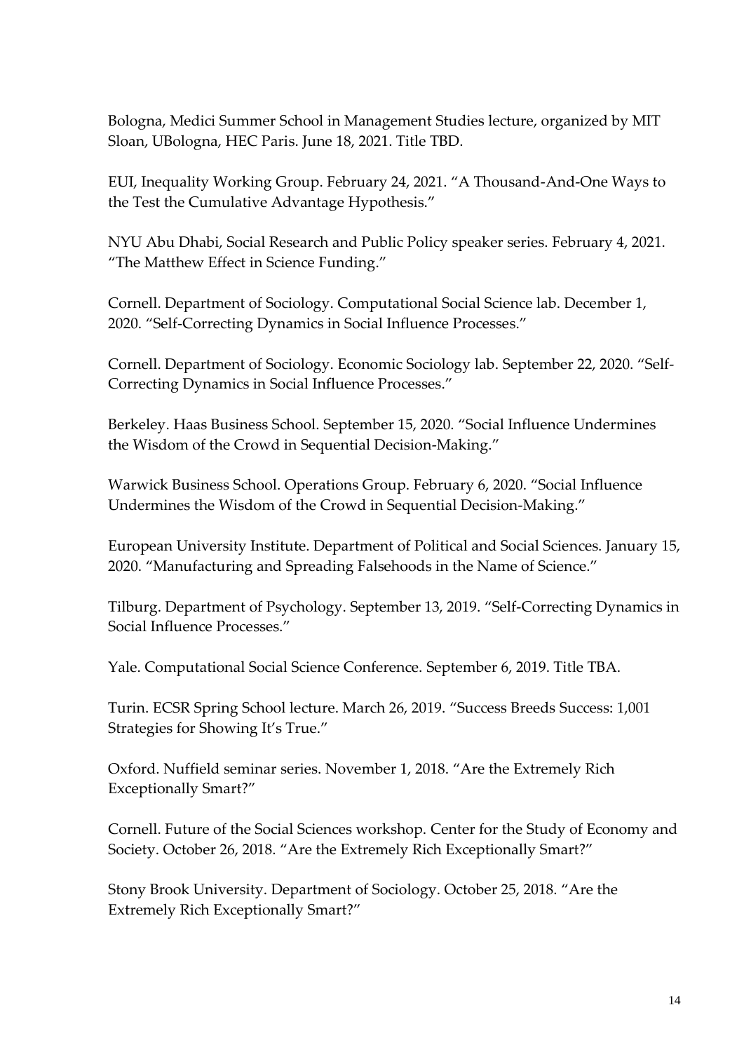Bologna, Medici Summer School in Management Studies lecture, organized by MIT Sloan, UBologna, HEC Paris. June 18, 2021. Title TBD.

EUI, Inequality Working Group. February 24, 2021. "A Thousand-And-One Ways to the Test the Cumulative Advantage Hypothesis."

NYU Abu Dhabi, Social Research and Public Policy speaker series. February 4, 2021. "The Matthew Effect in Science Funding."

Cornell. Department of Sociology. Computational Social Science lab. December 1, 2020. "Self-Correcting Dynamics in Social Influence Processes."

Cornell. Department of Sociology. Economic Sociology lab. September 22, 2020. "Self-Correcting Dynamics in Social Influence Processes."

Berkeley. Haas Business School. September 15, 2020. "Social Influence Undermines the Wisdom of the Crowd in Sequential Decision-Making."

Warwick Business School. Operations Group. February 6, 2020. "Social Influence Undermines the Wisdom of the Crowd in Sequential Decision-Making."

European University Institute. Department of Political and Social Sciences. January 15, 2020. "Manufacturing and Spreading Falsehoods in the Name of Science."

Tilburg. Department of Psychology. September 13, 2019. "Self-Correcting Dynamics in Social Influence Processes."

Yale. Computational Social Science Conference. September 6, 2019. Title TBA.

Turin. ECSR Spring School lecture. March 26, 2019. "Success Breeds Success: 1,001 Strategies for Showing It's True."

Oxford. Nuffield seminar series. November 1, 2018. "Are the Extremely Rich Exceptionally Smart?"

Cornell. Future of the Social Sciences workshop. Center for the Study of Economy and Society. October 26, 2018. "Are the Extremely Rich Exceptionally Smart?"

Stony Brook University. Department of Sociology. October 25, 2018. "Are the Extremely Rich Exceptionally Smart?"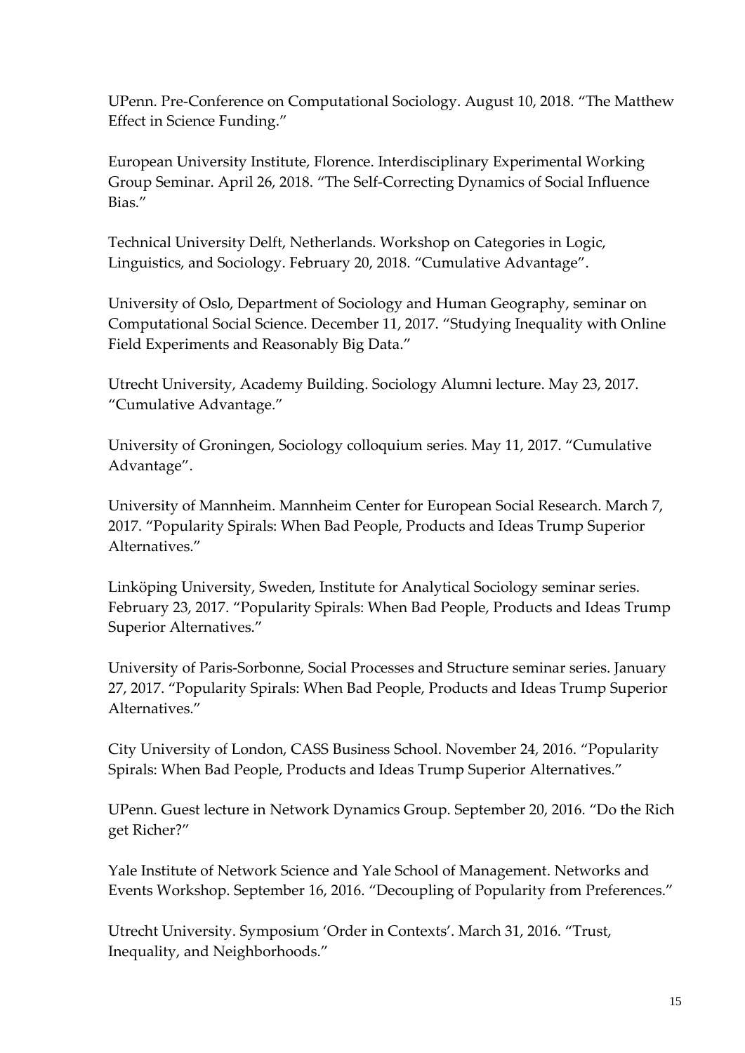UPenn. Pre-Conference on Computational Sociology. August 10, 2018. "The Matthew Effect in Science Funding."

European University Institute, Florence. Interdisciplinary Experimental Working Group Seminar. April 26, 2018. "The Self-Correcting Dynamics of Social Influence Bias."

Technical University Delft, Netherlands. Workshop on Categories in Logic, Linguistics, and Sociology. February 20, 2018. "Cumulative Advantage".

University of Oslo, Department of Sociology and Human Geography, seminar on Computational Social Science. December 11, 2017. "Studying Inequality with Online Field Experiments and Reasonably Big Data."

Utrecht University, Academy Building. Sociology Alumni lecture. May 23, 2017. "Cumulative Advantage."

University of Groningen, Sociology colloquium series. May 11, 2017. "Cumulative Advantage".

University of Mannheim. Mannheim Center for European Social Research. March 7, 2017. "Popularity Spirals: When Bad People, Products and Ideas Trump Superior Alternatives."

Linköping University, Sweden, Institute for Analytical Sociology seminar series. February 23, 2017. "Popularity Spirals: When Bad People, Products and Ideas Trump Superior Alternatives."

University of Paris-Sorbonne, Social Processes and Structure seminar series. January 27, 2017. "Popularity Spirals: When Bad People, Products and Ideas Trump Superior Alternatives."

City University of London, CASS Business School. November 24, 2016. "Popularity Spirals: When Bad People, Products and Ideas Trump Superior Alternatives."

UPenn. Guest lecture in Network Dynamics Group. September 20, 2016. "Do the Rich get Richer?"

Yale Institute of Network Science and Yale School of Management. Networks and Events Workshop. September 16, 2016. "Decoupling of Popularity from Preferences."

Utrecht University. Symposium 'Order in Contexts'. March 31, 2016. "Trust, Inequality, and Neighborhoods."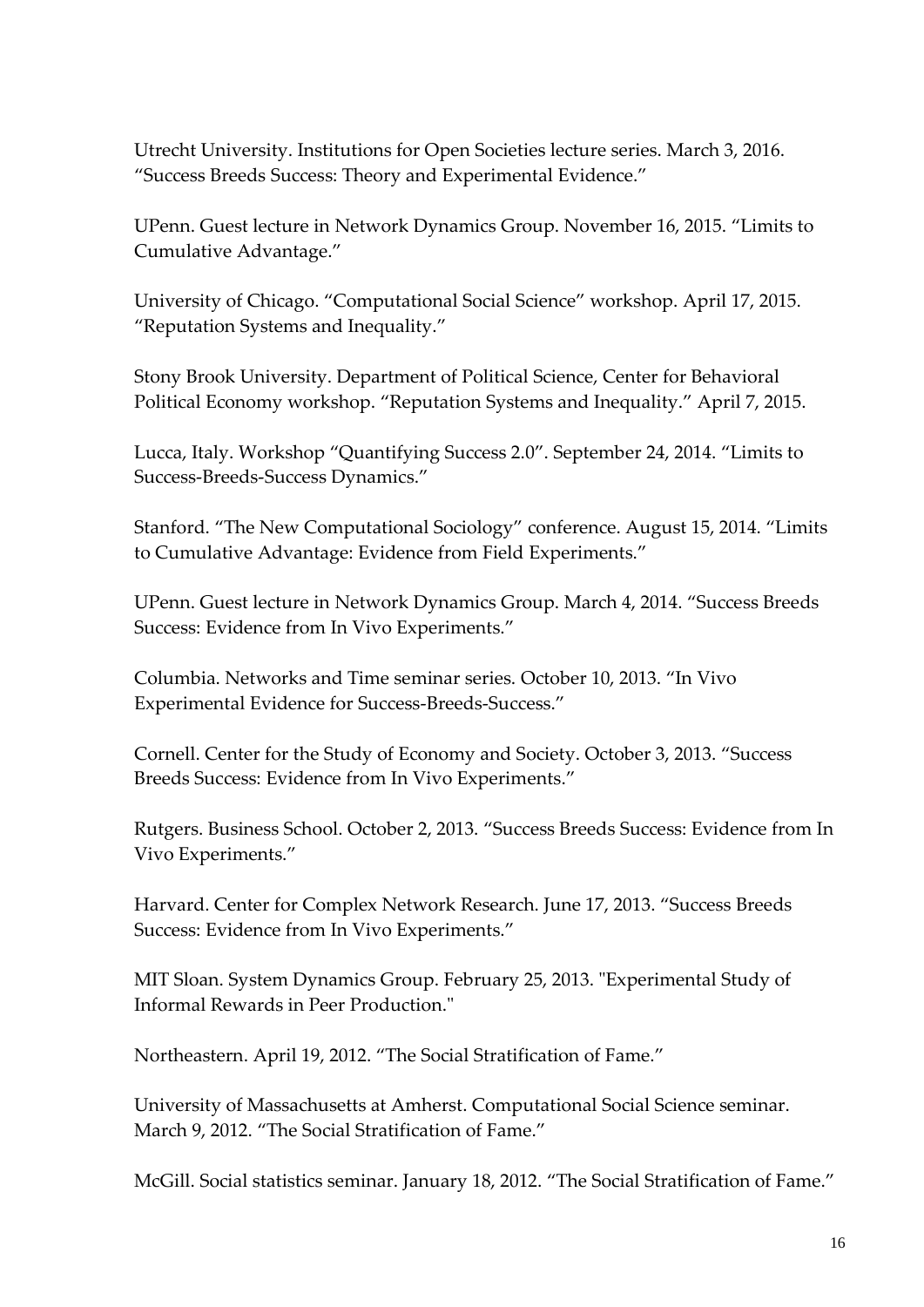Utrecht University. Institutions for Open Societies lecture series. March 3, 2016. “Success Breeds Success: Theory and Experimental Evidence.”

UPenn. Guest lecture in Network Dynamics Group. November 16, 2015. “Limits to Cumulative Advantage.”

University of Chicago. “Computational Social Science” workshop. April 17, 2015. “Reputation Systems and Inequality.”

Stony Brook University. Department of Political Science, Center for Behavioral Political Economy workshop. “Reputation Systems and Inequality.” April 7, 2015.

Lucca, Italy. Workshop “Quantifying Success 2.0”. September 24, 2014. “Limits to Success-Breeds-Success Dynamics.”

Stanford. “The New Computational Sociology” conference. August 15, 2014. “Limits to Cumulative Advantage: Evidence from Field Experiments.”

UPenn. Guest lecture in Network Dynamics Group. March 4, 2014. “Success Breeds Success: Evidence from In Vivo Experiments.”

Columbia. Networks and Time seminar series. October 10, 2013. “In Vivo Experimental Evidence for Success-Breeds-Success.”

Cornell. Center for the Study of Economy and Society. October 3, 2013. “Success Breeds Success: Evidence from In Vivo Experiments.”

Rutgers. Business School. October 2, 2013. “Success Breeds Success: Evidence from In Vivo Experiments.”

Harvard. Center for Complex Network Research. June 17, 2013. “Success Breeds Success: Evidence from In Vivo Experiments.”

MIT Sloan. System Dynamics Group. February 25, 2013. "Experimental Study of Informal Rewards in Peer Production."

Northeastern. April 19, 2012. “The Social Stratification of Fame.”

University of Massachusetts at Amherst. Computational Social Science seminar. March 9, 2012. “The Social Stratification of Fame.”

McGill. Social statistics seminar. January 18, 2012. “The Social Stratification of Fame.”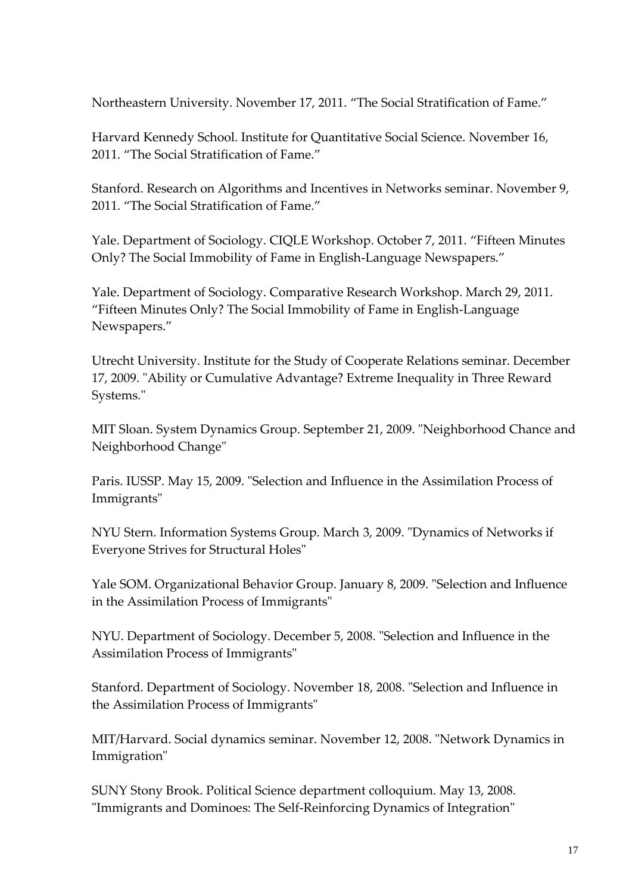Northeastern University. November 17, 2011. “The Social Stratification of Fame.”

Harvard Kennedy School. Institute for Quantitative Social Science. November 16, 2011. “The Social Stratification of Fame.”

Stanford. Research on Algorithms and Incentives in Networks seminar. November 9, 2011. “The Social Stratification of Fame.”

Yale. Department of Sociology. CIQLE Workshop. October 7, 2011. “Fifteen Minutes Only? The Social Immobility of Fame in English-Language Newspapers.”

Yale. Department of Sociology. Comparative Research Workshop. March 29, 2011. “Fifteen Minutes Only? The Social Immobility of Fame in English-Language Newspapers.”

Utrecht University. Institute for the Study of Cooperate Relations seminar. December 17, 2009. "Ability or Cumulative Advantage? Extreme Inequality in Three Reward Systems."

MIT Sloan. System Dynamics Group. September 21, 2009. "Neighborhood Chance and Neighborhood Change"

Paris. IUSSP. May 15, 2009. "Selection and Influence in the Assimilation Process of Immigrants"

NYU Stern. Information Systems Group. March 3, 2009. "Dynamics of Networks if Everyone Strives for Structural Holes"

Yale SOM. Organizational Behavior Group. January 8, 2009. "Selection and Influence in the Assimilation Process of Immigrants"

NYU. Department of Sociology. December 5, 2008. "Selection and Influence in the Assimilation Process of Immigrants"

Stanford. Department of Sociology. November 18, 2008. "Selection and Influence in the Assimilation Process of Immigrants"

MIT/Harvard. Social dynamics seminar. November 12, 2008. "Network Dynamics in Immigration"

SUNY Stony Brook. Political Science department colloquium. May 13, 2008. "Immigrants and Dominoes: The Self-Reinforcing Dynamics of Integration"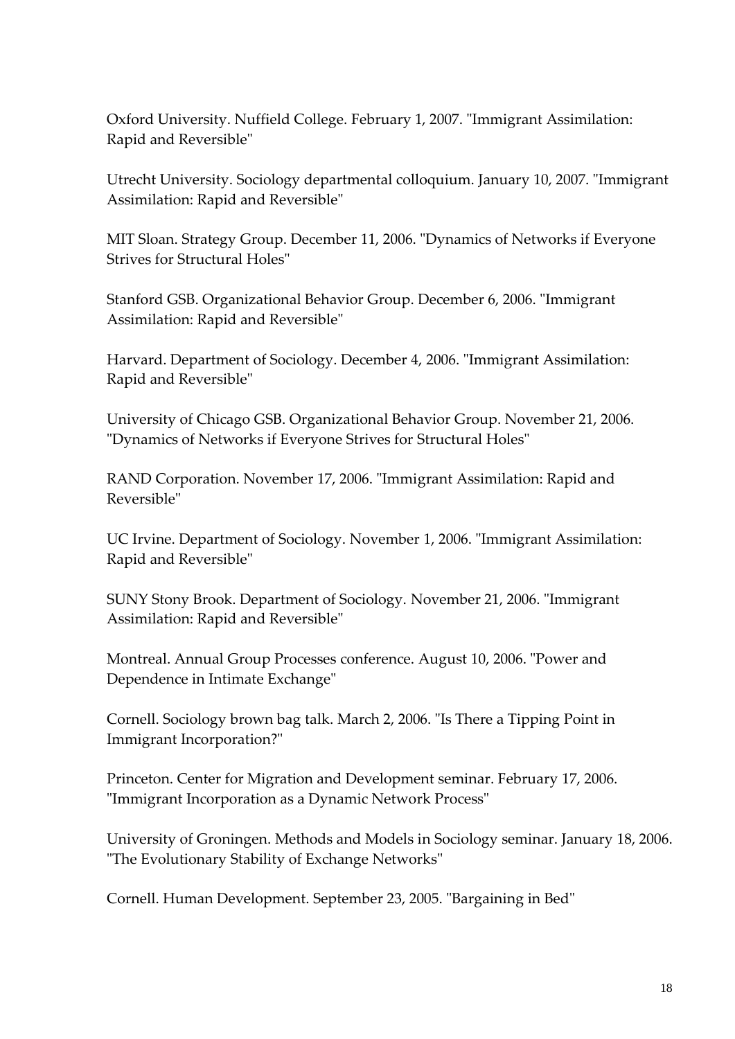Oxford University. Nuffield College. February 1, 2007. "Immigrant Assimilation: Rapid and Reversible"

Utrecht University. Sociology departmental colloquium. January 10, 2007. "Immigrant Assimilation: Rapid and Reversible"

MIT Sloan. Strategy Group. December 11, 2006. "Dynamics of Networks if Everyone Strives for Structural Holes"

Stanford GSB. Organizational Behavior Group. December 6, 2006. "Immigrant Assimilation: Rapid and Reversible"

Harvard. Department of Sociology. December 4, 2006. "Immigrant Assimilation: Rapid and Reversible"

University of Chicago GSB. Organizational Behavior Group. November 21, 2006. "Dynamics of Networks if Everyone Strives for Structural Holes"

RAND Corporation. November 17, 2006. "Immigrant Assimilation: Rapid and Reversible"

UC Irvine. Department of Sociology. November 1, 2006. "Immigrant Assimilation: Rapid and Reversible"

SUNY Stony Brook. Department of Sociology. November 21, 2006. "Immigrant Assimilation: Rapid and Reversible"

Montreal. Annual Group Processes conference. August 10, 2006. "Power and Dependence in Intimate Exchange"

Cornell. Sociology brown bag talk. March 2, 2006. "Is There a Tipping Point in Immigrant Incorporation?"

Princeton. Center for Migration and Development seminar. February 17, 2006. "Immigrant Incorporation as a Dynamic Network Process"

University of Groningen. Methods and Models in Sociology seminar. January 18, 2006. "The Evolutionary Stability of Exchange Networks"

Cornell. Human Development. September 23, 2005. "Bargaining in Bed"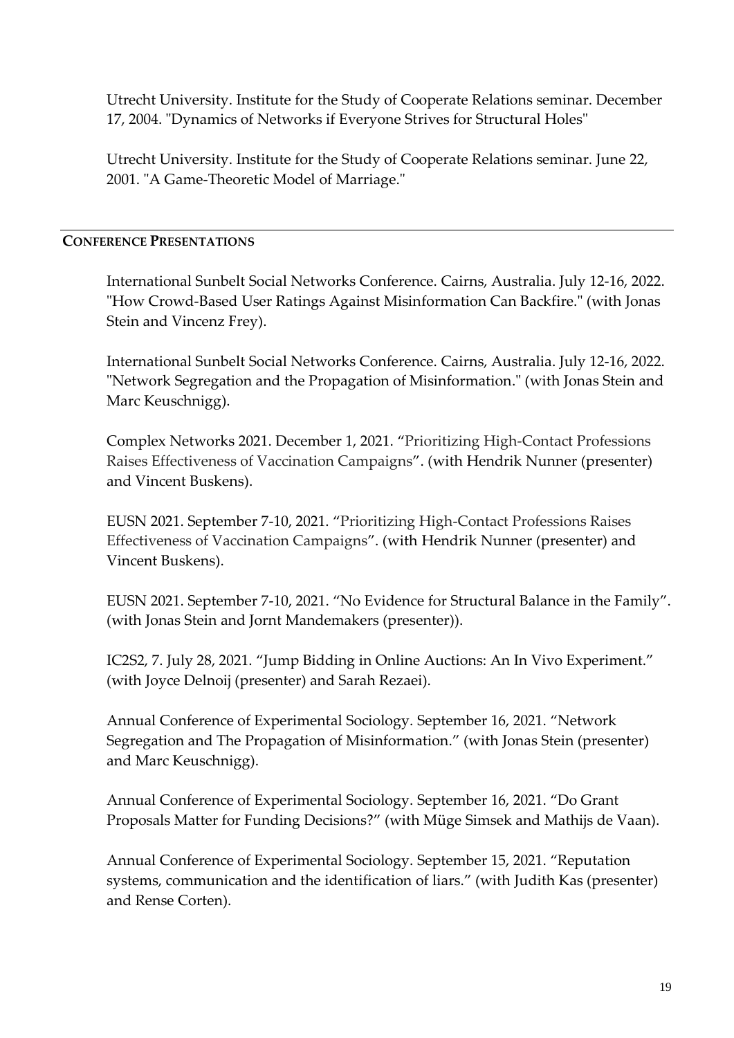Utrecht University. Institute for the Study of Cooperate Relations seminar. December 17, 2004. "Dynamics of Networks if Everyone Strives for Structural Holes"

Utrecht University. Institute for the Study of Cooperate Relations seminar. June 22, 2001. "A Game-Theoretic Model of Marriage."

## CONFERENCE PRESENTATIONS

International Sunbelt Social Networks Conference. Cairns, Australia. July 12-16, 2022. "How Crowd-Based User Ratings Against Misinformation Can Backfire." (with Jonas Stein and Vincenz Frey).

International Sunbelt Social Networks Conference. Cairns, Australia. July 12-16, 2022. "Network Segregation and the Propagation of Misinformation." (with Jonas Stein and Marc Keuschnigg).

Complex Networks 2021. December 1, 2021. "Prioritizing High-Contact Professions Raises Effectiveness of Vaccination Campaigns". (with Hendrik Nunner (presenter) and Vincent Buskens).

EUSN 2021. September 7-10, 2021. "Prioritizing High-Contact Professions Raises Effectiveness of Vaccination Campaigns". (with Hendrik Nunner (presenter) and Vincent Buskens).

EUSN 2021. September 7-10, 2021. "No Evidence for Structural Balance in the Family". (with Jonas Stein and Jornt Mandemakers (presenter)).

IC2S2, 7. July 28, 2021. "Jump Bidding in Online Auctions: An In Vivo Experiment." (with Joyce Delnoij (presenter) and Sarah Rezaei).

Annual Conference of Experimental Sociology. September 16, 2021. "Network Segregation and The Propagation of Misinformation." (with Jonas Stein (presenter) and Marc Keuschnigg).

Annual Conference of Experimental Sociology. September 16, 2021. "Do Grant Proposals Matter for Funding Decisions?" (with Müge Simsek and Mathijs de Vaan).

Annual Conference of Experimental Sociology. September 15, 2021. "Reputation systems, communication and the identification of liars." (with Judith Kas (presenter) and Rense Corten).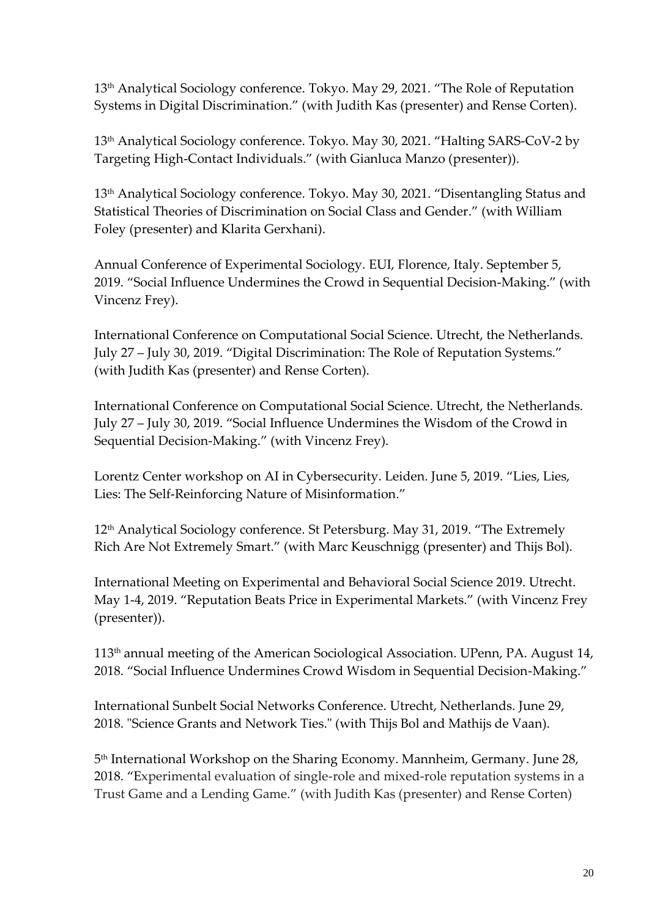13th Analytical Sociology conference. Tokyo. May 29, 2021. "The Role of Reputation Systems in Digital Discrimination." (with Judith Kas (presenter) and Rense Corten).

13th Analytical Sociology conference. Tokyo. May 30, 2021. "Halting SARS-CoV-2 by Targeting High-Contact Individuals." (with Gianluca Manzo (presenter)).

13th Analytical Sociology conference. Tokyo. May 30, 2021. "Disentangling Status and Statistical Theories of Discrimination on Social Class and Gender." (with William Foley (presenter) and Klarita Gerxhani).

Annual Conference of Experimental Sociology. EUI, Florence, Italy. September 5, 2019. "Social Influence Undermines the Crowd in Sequential Decision-Making." (with Vincenz Frey).

International Conference on Computational Social Science. Utrecht, the Netherlands. July 27 – July 30, 2019. "Digital Discrimination: The Role of Reputation Systems." (with Judith Kas (presenter) and Rense Corten).

International Conference on Computational Social Science. Utrecht, the Netherlands. July 27 – July 30, 2019. "Social Influence Undermines the Wisdom of the Crowd in Sequential Decision-Making." (with Vincenz Frey).

Lorentz Center workshop on AI in Cybersecurity. Leiden. June 5, 2019. "Lies, Lies, Lies: The Self-Reinforcing Nature of Misinformation."

12th Analytical Sociology conference. St Petersburg. May 31, 2019. "The Extremely Rich Are Not Extremely Smart." (with Marc Keuschnigg (presenter) and Thijs Bol).

International Meeting on Experimental and Behavioral Social Science 2019. Utrecht. May 1-4, 2019. "Reputation Beats Price in Experimental Markets." (with Vincenz Frey (presenter)).

113th annual meeting of the American Sociological Association. UPenn, PA. August 14, 2018. "Social Influence Undermines Crowd Wisdom in Sequential Decision-Making."

International Sunbelt Social Networks Conference. Utrecht, Netherlands. June 29, 2018. "Science Grants and Network Ties." (with Thijs Bol and Mathijs de Vaan).

5th International Workshop on the Sharing Economy. Mannheim, Germany. June 28, 2018. "Experimental evaluation of single-role and mixed-role reputation systems in a Trust Game and a Lending Game." (with Judith Kas (presenter) and Rense Corten)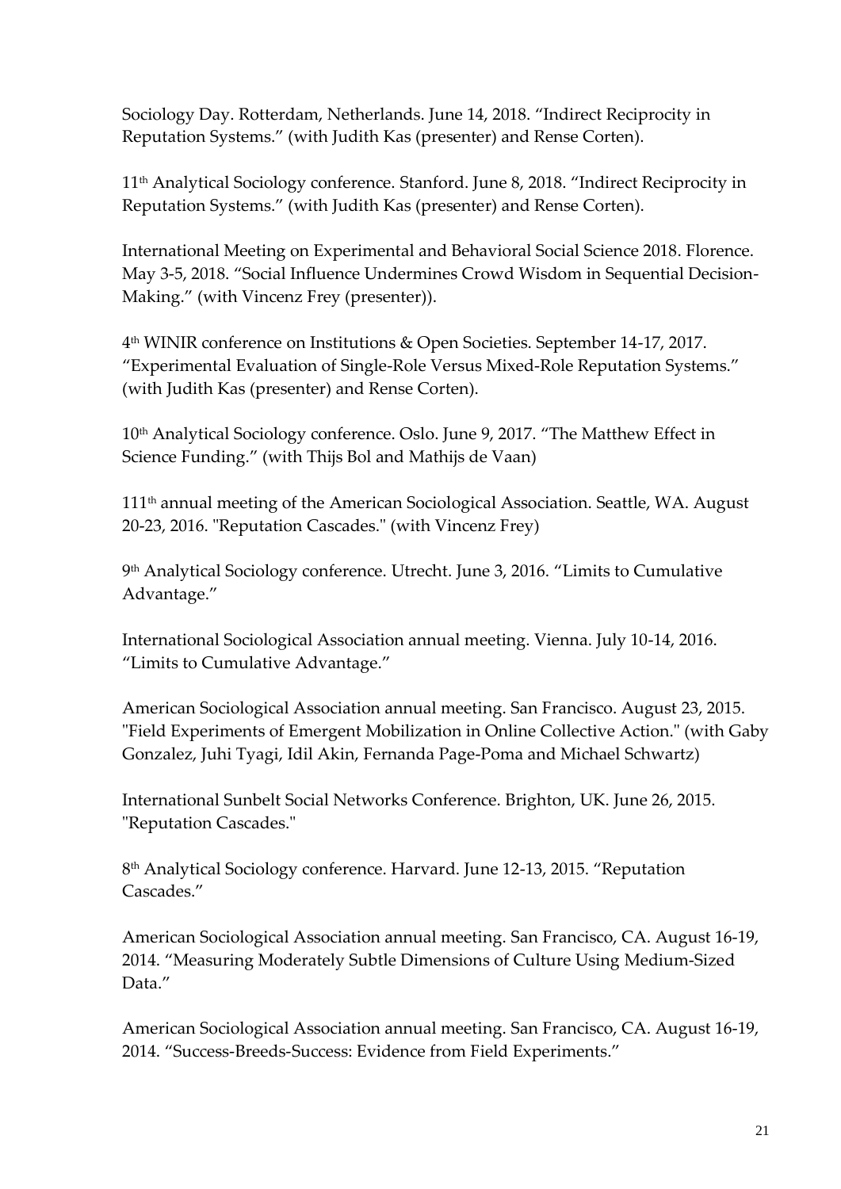Sociology Day. Rotterdam, Netherlands. June 14, 2018. “Indirect Reciprocity in Reputation Systems.” (with Judith Kas (presenter) and Rense Corten).

11th Analytical Sociology conference. Stanford. June 8, 2018. “Indirect Reciprocity in Reputation Systems.” (with Judith Kas (presenter) and Rense Corten).

International Meeting on Experimental and Behavioral Social Science 2018. Florence. May 3-5, 2018. “Social Influence Undermines Crowd Wisdom in Sequential Decision-Making.” (with Vincenz Frey (presenter)).

4th WINIR conference on Institutions & Open Societies. September 14-17, 2017. “Experimental Evaluation of Single-Role Versus Mixed-Role Reputation Systems.” (with Judith Kas (presenter) and Rense Corten).

10th Analytical Sociology conference. Oslo. June 9, 2017. “The Matthew Effect in Science Funding.” (with Thijs Bol and Mathijs de Vaan)

111th annual meeting of the American Sociological Association. Seattle, WA. August 20-23, 2016. "Reputation Cascades." (with Vincenz Frey)

9th Analytical Sociology conference. Utrecht. June 3, 2016. “Limits to Cumulative Advantage.”

International Sociological Association annual meeting. Vienna. July 10-14, 2016. “Limits to Cumulative Advantage.”

American Sociological Association annual meeting. San Francisco. August 23, 2015. "Field Experiments of Emergent Mobilization in Online Collective Action." (with Gaby Gonzalez, Juhi Tyagi, Idil Akin, Fernanda Page-Poma and Michael Schwartz)

International Sunbelt Social Networks Conference. Brighton, UK. June 26, 2015. "Reputation Cascades."

8th Analytical Sociology conference. Harvard. June 12-13, 2015. “Reputation Cascades.”

American Sociological Association annual meeting. San Francisco, CA. August 16-19, 2014. “Measuring Moderately Subtle Dimensions of Culture Using Medium-Sized Data.”

American Sociological Association annual meeting. San Francisco, CA. August 16-19, 2014. “Success-Breeds-Success: Evidence from Field Experiments.”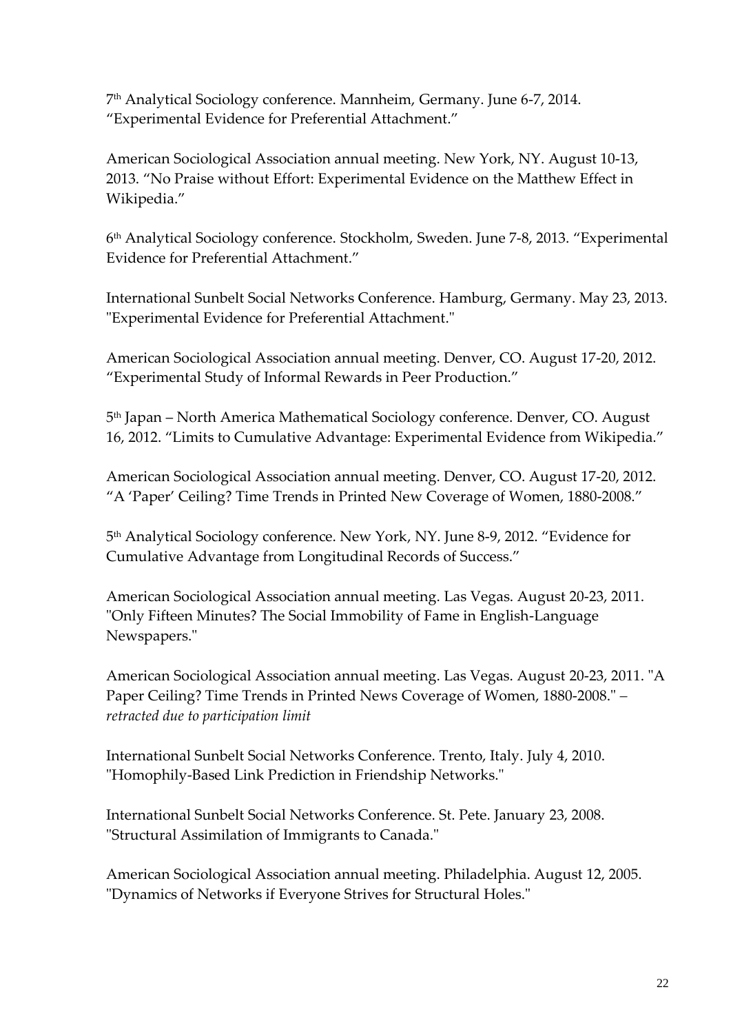7th Analytical Sociology conference. Mannheim, Germany. June 6-7, 2014. "Experimental Evidence for Preferential Attachment."

American Sociological Association annual meeting. New York, NY. August 10-13, 2013. "No Praise without Effort: Experimental Evidence on the Matthew Effect in Wikipedia."

6th Analytical Sociology conference. Stockholm, Sweden. June 7-8, 2013. "Experimental Evidence for Preferential Attachment."

International Sunbelt Social Networks Conference. Hamburg, Germany. May 23, 2013. "Experimental Evidence for Preferential Attachment."

American Sociological Association annual meeting. Denver, CO. August 17-20, 2012. "Experimental Study of Informal Rewards in Peer Production."

5th Japan – North America Mathematical Sociology conference. Denver, CO. August 16, 2012. "Limits to Cumulative Advantage: Experimental Evidence from Wikipedia."

American Sociological Association annual meeting. Denver, CO. August 17-20, 2012. "A 'Paper' Ceiling? Time Trends in Printed New Coverage of Women, 1880-2008."

5th Analytical Sociology conference. New York, NY. June 8-9, 2012. "Evidence for Cumulative Advantage from Longitudinal Records of Success."

American Sociological Association annual meeting. Las Vegas. August 20-23, 2011. "Only Fifteen Minutes? The Social Immobility of Fame in English-Language Newspapers."

American Sociological Association annual meeting. Las Vegas. August 20-23, 2011. "A Paper Ceiling? Time Trends in Printed News Coverage of Women, 1880-2008." – *retracted due to participation limit*

International Sunbelt Social Networks Conference. Trento, Italy. July 4, 2010. "Homophily-Based Link Prediction in Friendship Networks."

International Sunbelt Social Networks Conference. St. Pete. January 23, 2008. "Structural Assimilation of Immigrants to Canada."

American Sociological Association annual meeting. Philadelphia. August 12, 2005. "Dynamics of Networks if Everyone Strives for Structural Holes."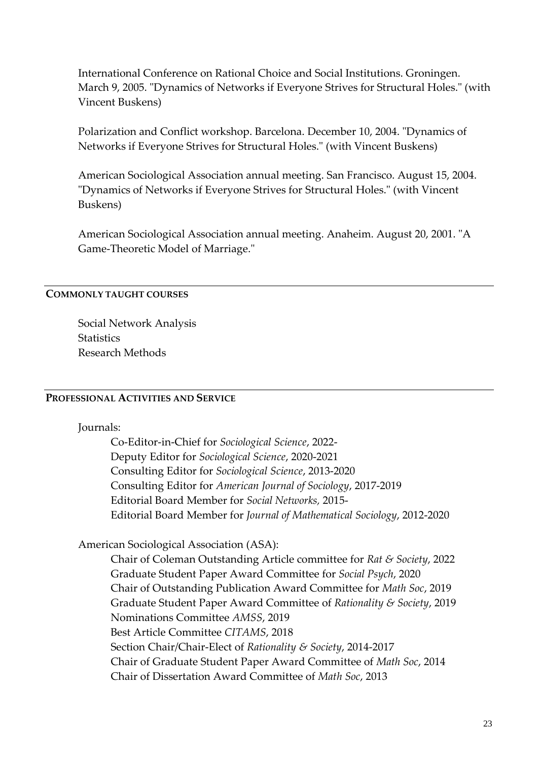International Conference on Rational Choice and Social Institutions. Groningen. March 9, 2005. "Dynamics of Networks if Everyone Strives for Structural Holes." (with Vincent Buskens)

Polarization and Conflict workshop. Barcelona. December 10, 2004. "Dynamics of Networks if Everyone Strives for Structural Holes." (with Vincent Buskens)

American Sociological Association annual meeting. San Francisco. August 15, 2004. "Dynamics of Networks if Everyone Strives for Structural Holes." (with Vincent Buskens)

American Sociological Association annual meeting. Anaheim. August 20, 2001. "A Game-Theoretic Model of Marriage."

## COMMONLY TAUGHT COURSES

Social Network Analysis
Statistics
Research Methods

## PROFESSIONAL ACTIVITIES AND SERVICE

Journals:

- Co-Editor-in-Chief for *Sociological Science*, 2022-
- Deputy Editor for *Sociological Science*, 2020-2021
- Consulting Editor for *Sociological Science*, 2013-2020
- Consulting Editor for *American Journal of Sociology*, 2017-2019
- Editorial Board Member for *Social Networks*, 2015-
- Editorial Board Member for *Journal of Mathematical Sociology*, 2012-2020

American Sociological Association (ASA):

- Chair of Coleman Outstanding Article committee for *Rat & Society*, 2022
- Graduate Student Paper Award Committee for *Social Psych*, 2020
- Chair of Outstanding Publication Award Committee for *Math Soc*, 2019
- Graduate Student Paper Award Committee of *Rationality & Society*, 2019
- Nominations Committee *AMSS*, 2019
- Best Article Committee *CITAMS*, 2018
- Section Chair/Chair-Elect of *Rationality & Society*, 2014-2017
- Chair of Graduate Student Paper Award Committee of *Math Soc*, 2014
- Chair of Dissertation Award Committee of *Math Soc*, 2013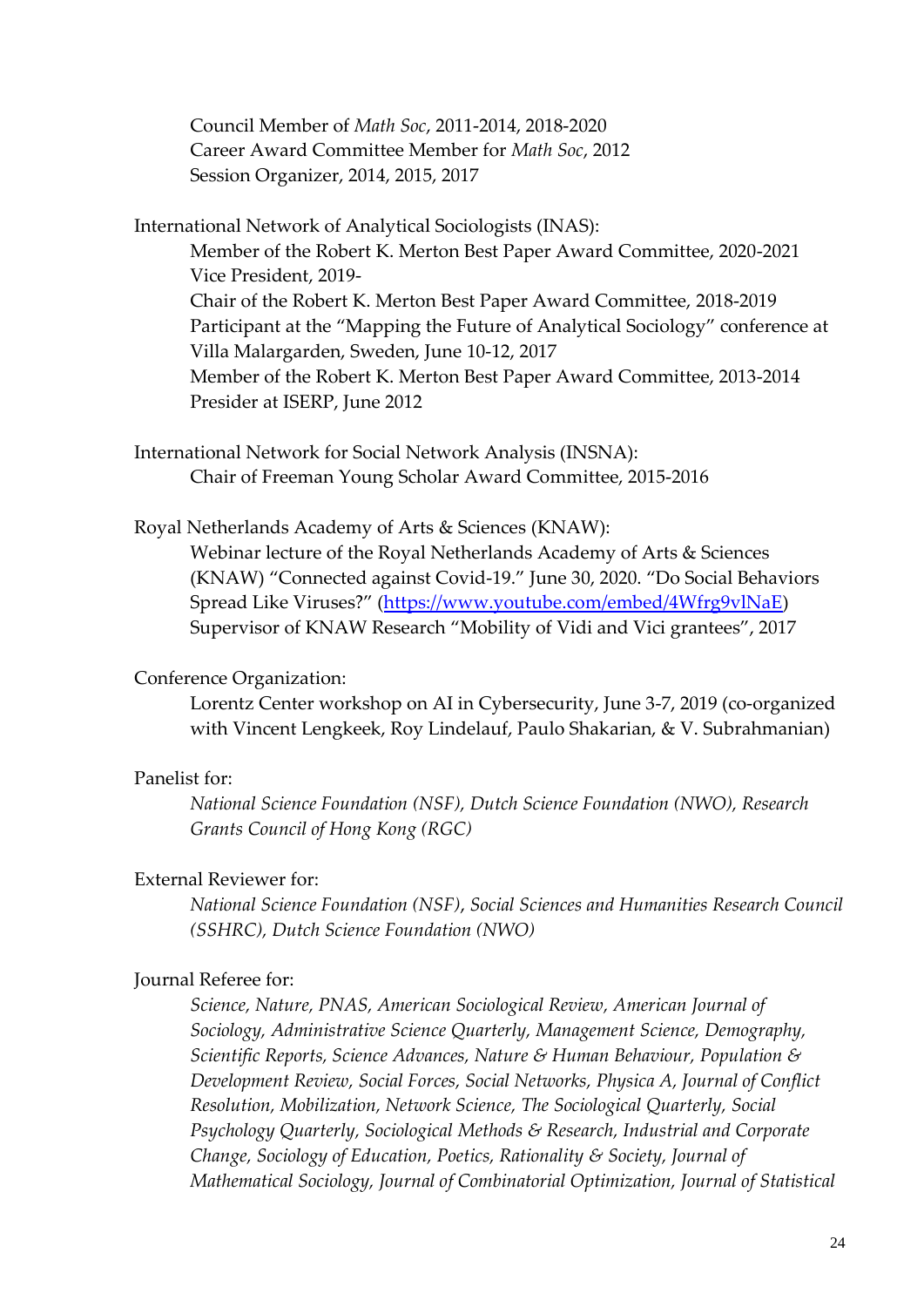Council Member of *Math Soc*, 2011-2014, 2018-2020
Career Award Committee Member for *Math Soc*, 2012
Session Organizer, 2014, 2015, 2017

International Network of Analytical Sociologists (INAS):
Member of the Robert K. Merton Best Paper Award Committee, 2020-2021
Vice President, 2019-
Chair of the Robert K. Merton Best Paper Award Committee, 2018-2019
Participant at the "Mapping the Future of Analytical Sociology" conference at Villa Malargarden, Sweden, June 10-12, 2017
Member of the Robert K. Merton Best Paper Award Committee, 2013-2014
Presider at ISERP, June 2012

International Network for Social Network Analysis (INSNA):
Chair of Freeman Young Scholar Award Committee, 2015-2016

Royal Netherlands Academy of Arts & Sciences (KNAW):
Webinar lecture of the Royal Netherlands Academy of Arts & Sciences (KNAW) "Connected against Covid-19." June 30, 2020. "Do Social Behaviors Spread Like Viruses?" (https://www.youtube.com/embed/4Wfrg9vlNaE)
Supervisor of KNAW Research "Mobility of Vidi and Vici grantees", 2017

Conference Organization:
Lorentz Center workshop on AI in Cybersecurity, June 3-7, 2019 (co-organized with Vincent Lengkeek, Roy Lindelauf, Paulo Shakarian, & V. Subrahmanian)

Panelist for:
*National Science Foundation (NSF), Dutch Science Foundation (NWO), Research Grants Council of Hong Kong (RGC)*

External Reviewer for:
*National Science Foundation (NSF), Social Sciences and Humanities Research Council (SSHRC), Dutch Science Foundation (NWO)*

Journal Referee for:
*Science, Nature, PNAS, American Sociological Review, American Journal of Sociology, Administrative Science Quarterly, Management Science, Demography, Scientific Reports, Science Advances, Nature & Human Behaviour, Population & Development Review, Social Forces, Social Networks, Physica A, Journal of Conflict Resolution, Mobilization, Network Science, The Sociological Quarterly, Social Psychology Quarterly, Sociological Methods & Research, Industrial and Corporate Change, Sociology of Education, Poetics, Rationality & Society, Journal of Mathematical Sociology, Journal of Combinatorial Optimization, Journal of Statistical*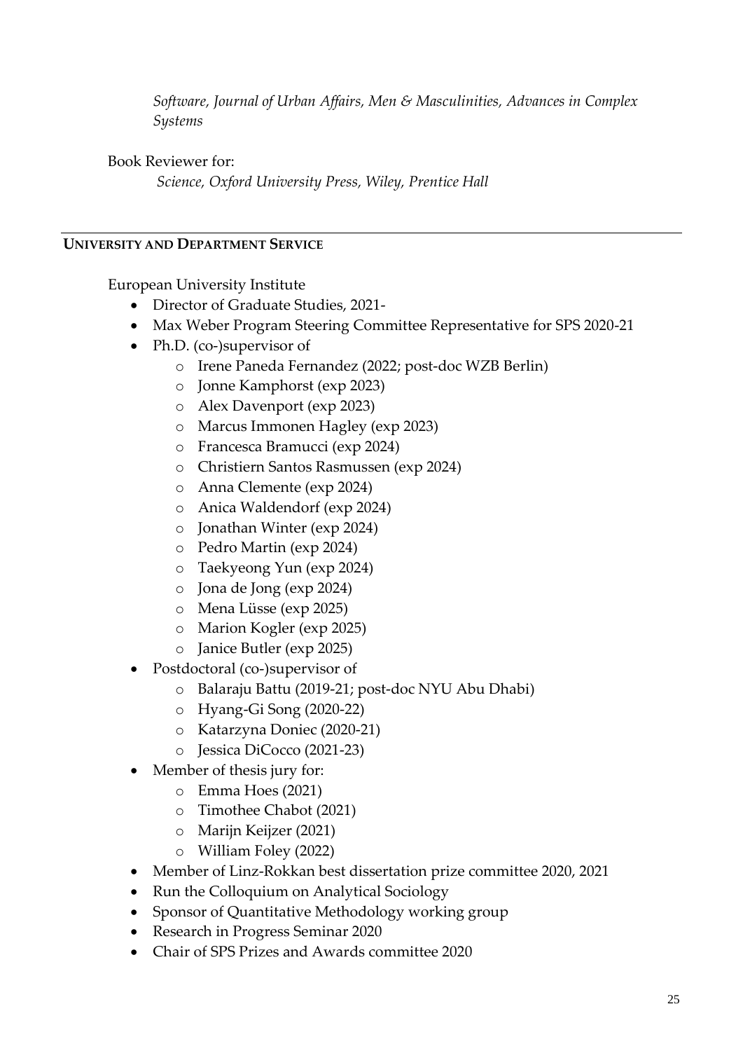*Software, Journal of Urban Affairs, Men & Masculinities, Advances in Complex Systems*

Book Reviewer for:

*Science, Oxford University Press, Wiley, Prentice Hall*

## UNIVERSITY AND DEPARTMENT SERVICE

European University Institute

- Director of Graduate Studies, 2021-
- Max Weber Program Steering Committee Representative for SPS 2020-21
- Ph.D. (co-)supervisor of
  - Irene Paneda Fernandez (2022; post-doc WZB Berlin)
  - Jonne Kamphorst (exp 2023)
  - Alex Davenport (exp 2023)
  - Marcus Immonen Hagley (exp 2023)
  - Francesca Bramucci (exp 2024)
  - Christiern Santos Rasmussen (exp 2024)
  - Anna Clemente (exp 2024)
  - Anica Waldendorf (exp 2024)
  - Jonathan Winter (exp 2024)
  - Pedro Martin (exp 2024)
  - Taekyeong Yun (exp 2024)
  - Jona de Jong (exp 2024)
  - Mena Lüsse (exp 2025)
  - Marion Kogler (exp 2025)
  - Janice Butler (exp 2025)
- Postdoctoral (co-)supervisor of
  - Balaraju Battu (2019-21; post-doc NYU Abu Dhabi)
  - Hyang-Gi Song (2020-22)
  - Katarzyna Doniec (2020-21)
  - Jessica DiCocco (2021-23)
- Member of thesis jury for:
  - Emma Hoes (2021)
  - Timothee Chabot (2021)
  - Marijn Keijzer (2021)
  - William Foley (2022)
- Member of Linz-Rokkan best dissertation prize committee 2020, 2021
- Run the Colloquium on Analytical Sociology
- Sponsor of Quantitative Methodology working group
- Research in Progress Seminar 2020
- Chair of SPS Prizes and Awards committee 2020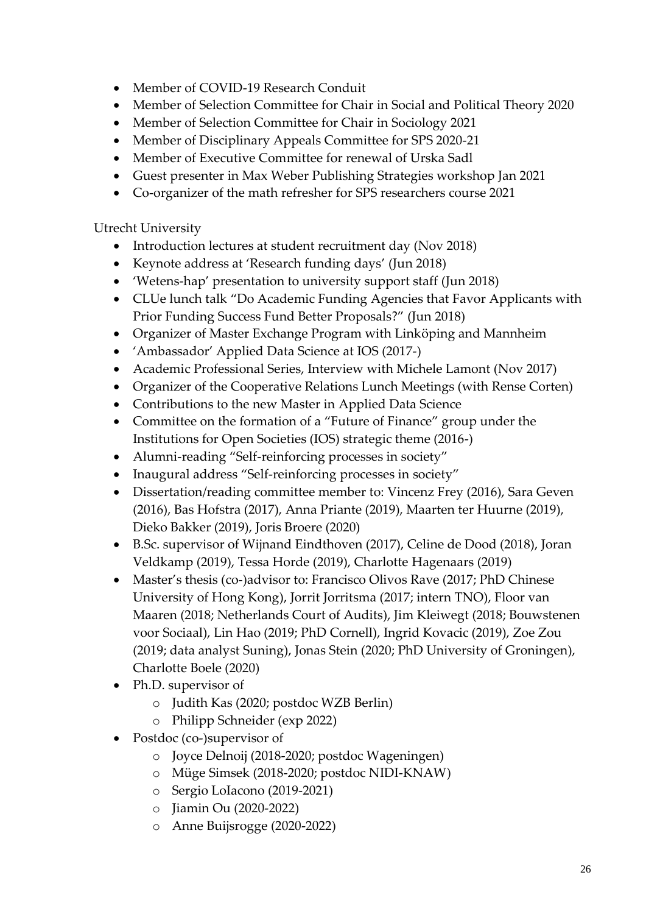- Member of COVID-19 Research Conduit
- Member of Selection Committee for Chair in Social and Political Theory 2020
- Member of Selection Committee for Chair in Sociology 2021
- Member of Disciplinary Appeals Committee for SPS 2020-21
- Member of Executive Committee for renewal of Urska Sadl
- Guest presenter in Max Weber Publishing Strategies workshop Jan 2021
- Co-organizer of the math refresher for SPS researchers course 2021

Utrecht University

- Introduction lectures at student recruitment day (Nov 2018)
- Keynote address at 'Research funding days' (Jun 2018)
- 'Wetens-hap' presentation to university support staff (Jun 2018)
- CLUe lunch talk "Do Academic Funding Agencies that Favor Applicants with Prior Funding Success Fund Better Proposals?" (Jun 2018)
- Organizer of Master Exchange Program with Linköping and Mannheim
- 'Ambassador' Applied Data Science at IOS (2017-)
- Academic Professional Series, Interview with Michele Lamont (Nov 2017)
- Organizer of the Cooperative Relations Lunch Meetings (with Rense Corten)
- Contributions to the new Master in Applied Data Science
- Committee on the formation of a "Future of Finance" group under the Institutions for Open Societies (IOS) strategic theme (2016-)
- Alumni-reading "Self-reinforcing processes in society"
- Inaugural address "Self-reinforcing processes in society"
- Dissertation/reading committee member to: Vincenz Frey (2016), Sara Geven (2016), Bas Hofstra (2017), Anna Priante (2019), Maarten ter Huurne (2019), Dieko Bakker (2019), Joris Broere (2020)
- B.Sc. supervisor of Wijnand Eindthoven (2017), Celine de Dood (2018), Joran Veldkamp (2019), Tessa Horde (2019), Charlotte Hagenaars (2019)
- Master's thesis (co-)advisor to: Francisco Olivos Rave (2017; PhD Chinese University of Hong Kong), Jorrit Jorritsma (2017; intern TNO), Floor van Maaren (2018; Netherlands Court of Audits), Jim Kleiwegt (2018; Bouwstenen voor Sociaal), Lin Hao (2019; PhD Cornell), Ingrid Kovacic (2019), Zoe Zou (2019; data analyst Suning), Jonas Stein (2020; PhD University of Groningen), Charlotte Boele (2020)
- Ph.D. supervisor of
  - Judith Kas (2020; postdoc WZB Berlin)
  - Philipp Schneider (exp 2022)
- Postdoc (co-)supervisor of
  - Joyce Delnoij (2018-2020; postdoc Wageningen)
  - Müge Simsek (2018-2020; postdoc NIDI-KNAW)
  - Sergio LoIacono (2019-2021)
  - Jiamin Ou (2020-2022)
  - Anne Buijsrogge (2020-2022)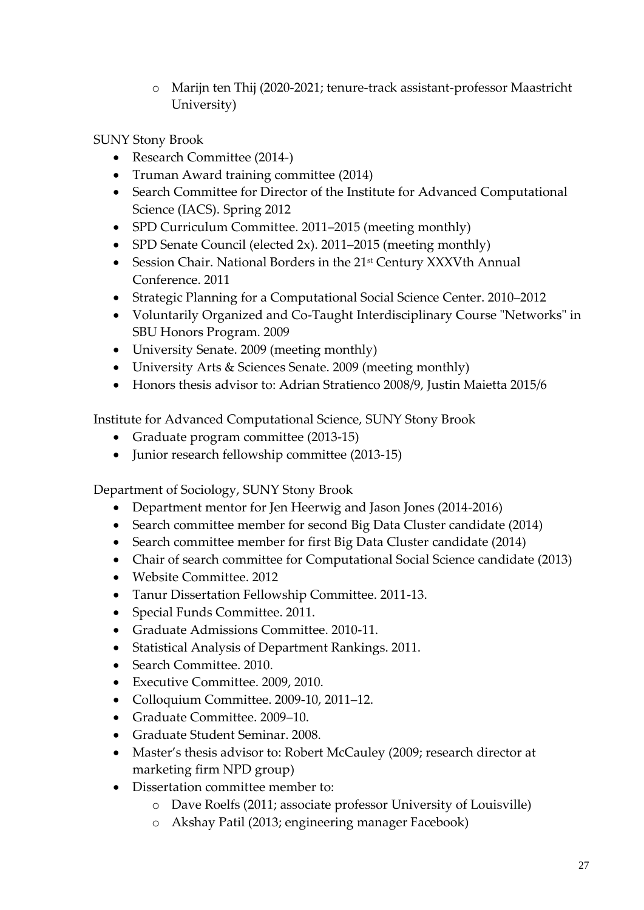- Marijn ten Thij (2020-2021; tenure-track assistant-professor Maastricht University)

SUNY Stony Brook

- Research Committee (2014-)
- Truman Award training committee (2014)
- Search Committee for Director of the Institute for Advanced Computational Science (IACS). Spring 2012
- SPD Curriculum Committee. 2011–2015 (meeting monthly)
- SPD Senate Council (elected 2x). 2011–2015 (meeting monthly)
- Session Chair. National Borders in the 21st Century XXXVth Annual Conference. 2011
- Strategic Planning for a Computational Social Science Center. 2010–2012
- Voluntarily Organized and Co-Taught Interdisciplinary Course "Networks" in SBU Honors Program. 2009
- University Senate. 2009 (meeting monthly)
- University Arts & Sciences Senate. 2009 (meeting monthly)
- Honors thesis advisor to: Adrian Stratienco 2008/9, Justin Maietta 2015/6

Institute for Advanced Computational Science, SUNY Stony Brook

- Graduate program committee (2013-15)
- Junior research fellowship committee (2013-15)

Department of Sociology, SUNY Stony Brook

- Department mentor for Jen Heerwig and Jason Jones (2014-2016)
- Search committee member for second Big Data Cluster candidate (2014)
- Search committee member for first Big Data Cluster candidate (2014)
- Chair of search committee for Computational Social Science candidate (2013)
- Website Committee. 2012
- Tanur Dissertation Fellowship Committee. 2011-13.
- Special Funds Committee. 2011.
- Graduate Admissions Committee. 2010-11.
- Statistical Analysis of Department Rankings. 2011.
- Search Committee. 2010.
- Executive Committee. 2009, 2010.
- Colloquium Committee. 2009-10, 2011–12.
- Graduate Committee. 2009–10.
- Graduate Student Seminar. 2008.
- Master's thesis advisor to: Robert McCauley (2009; research director at marketing firm NPD group)
- Dissertation committee member to:
    - Dave Roelfs (2011; associate professor University of Louisville)
    - Akshay Patil (2013; engineering manager Facebook)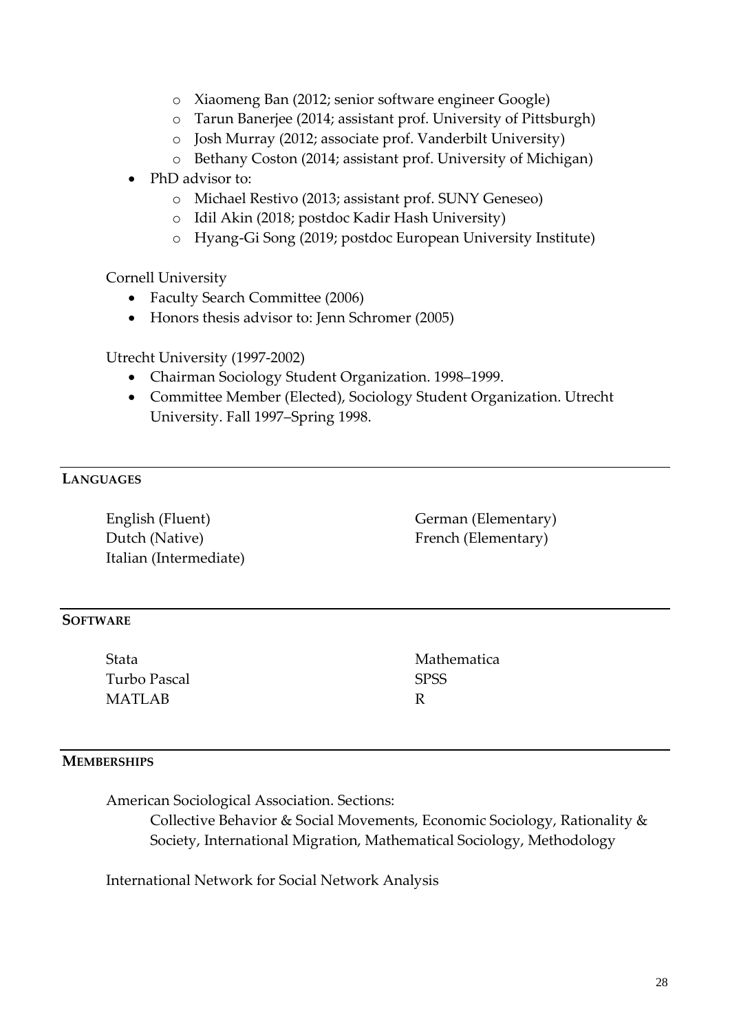- Xiaomeng Ban (2012; senior software engineer Google)
  - Tarun Banerjee (2014; assistant prof. University of Pittsburgh)
  - Josh Murray (2012; associate prof. Vanderbilt University)
  - Bethany Coston (2014; assistant prof. University of Michigan)
- PhD advisor to:
  - Michael Restivo (2013; assistant prof. SUNY Geneseo)
  - Idil Akin (2018; postdoc Kadir Hash University)
  - Hyang-Gi Song (2019; postdoc European University Institute)

Cornell University

- Faculty Search Committee (2006)
- Honors thesis advisor to: Jenn Schromer (2005)

Utrecht University (1997-2002)

- Chairman Sociology Student Organization. 1998–1999.
- Committee Member (Elected), Sociology Student Organization. Utrecht University. Fall 1997–Spring 1998.

## LANGUAGES

English (Fluent)
Dutch (Native)
Italian (Intermediate)
German (Elementary)
French (Elementary)

## SOFTWARE

Stata
Turbo Pascal
MATLAB
Mathematica
SPSS
R

## MEMBERSHIPS

American Sociological Association. Sections:

Collective Behavior & Social Movements, Economic Sociology, Rationality & Society, International Migration, Mathematical Sociology, Methodology

International Network for Social Network Analysis